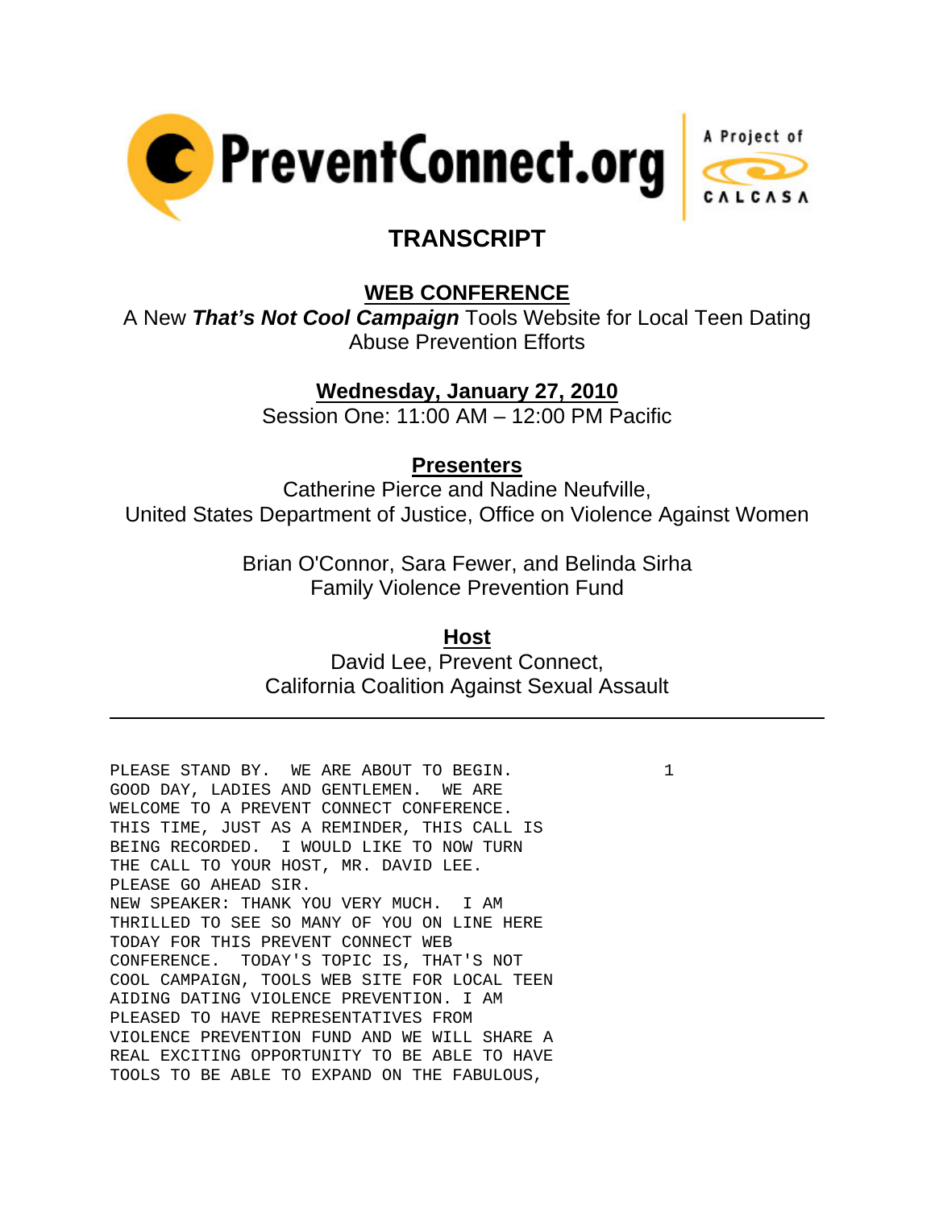PreventConnect.org — A Project of CALCASA

# TRANSCRIPT

## WEB CONFERENCE

A New ***That's Not Cool Campaign*** Tools Website for Local Teen Dating Abuse Prevention Efforts

**Wednesday, January 27, 2010**

Session One: 11:00 AM – 12:00 PM Pacific

**Presenters**

Catherine Pierce and Nadine Neufville,
United States Department of Justice, Office on Violence Against Women

Brian O'Connor, Sara Fewer, and Belinda Sirha
Family Violence Prevention Fund

**Host**

David Lee, Prevent Connect,
California Coalition Against Sexual Assault

---

PLEASE STAND BY. WE ARE ABOUT TO BEGIN.
GOOD DAY, LADIES AND GENTLEMEN. WE ARE
WELCOME TO A PREVENT CONNECT CONFERENCE.
THIS TIME, JUST AS A REMINDER, THIS CALL IS
BEING RECORDED. I WOULD LIKE TO NOW TURN
THE CALL TO YOUR HOST, MR. DAVID LEE.
PLEASE GO AHEAD SIR.
NEW SPEAKER: THANK YOU VERY MUCH. I AM
THRILLED TO SEE SO MANY OF YOU ON LINE HERE
TODAY FOR THIS PREVENT CONNECT WEB
CONFERENCE. TODAY'S TOPIC IS, THAT'S NOT
COOL CAMPAIGN, TOOLS WEB SITE FOR LOCAL TEEN
AIDING DATING VIOLENCE PREVENTION. I AM
PLEASED TO HAVE REPRESENTATIVES FROM
VIOLENCE PREVENTION FUND AND WE WILL SHARE A
REAL EXCITING OPPORTUNITY TO BE ABLE TO HAVE
TOOLS TO BE ABLE TO EXPAND ON THE FABULOUS,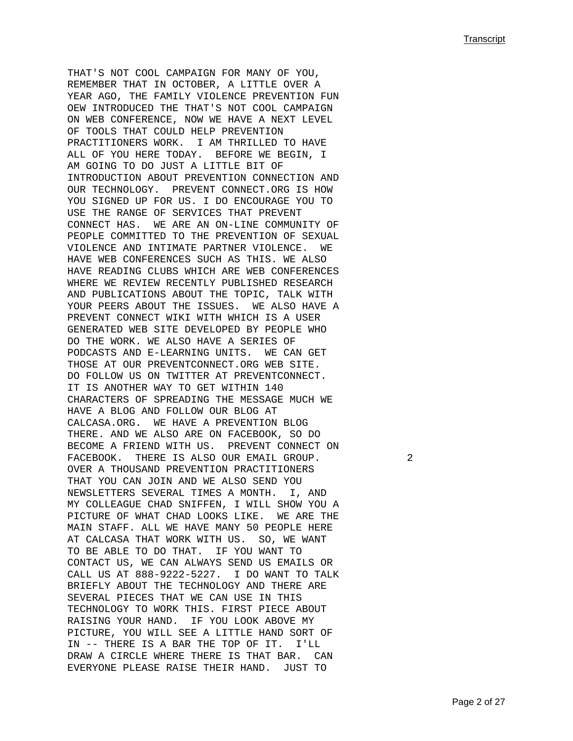THAT'S NOT COOL CAMPAIGN FOR MANY OF YOU, REMEMBER THAT IN OCTOBER, A LITTLE OVER A YEAR AGO, THE FAMILY VIOLENCE PREVENTION FUN OEW INTRODUCED THE THAT'S NOT COOL CAMPAIGN ON WEB CONFERENCE, NOW WE HAVE A NEXT LEVEL OF TOOLS THAT COULD HELP PREVENTION PRACTITIONERS WORK. I AM THRILLED TO HAVE ALL OF YOU HERE TODAY. BEFORE WE BEGIN, I AM GOING TO DO JUST A LITTLE BIT OF INTRODUCTION ABOUT PREVENTION CONNECTION AND OUR TECHNOLOGY. PREVENT CONNECT.ORG IS HOW YOU SIGNED UP FOR US. I DO ENCOURAGE YOU TO USE THE RANGE OF SERVICES THAT PREVENT CONNECT HAS. WE ARE AN ON-LINE COMMUNITY OF PEOPLE COMMITTED TO THE PREVENTION OF SEXUAL VIOLENCE AND INTIMATE PARTNER VIOLENCE. WE HAVE WEB CONFERENCES SUCH AS THIS. WE ALSO HAVE READING CLUBS WHICH ARE WEB CONFERENCES WHERE WE REVIEW RECENTLY PUBLISHED RESEARCH AND PUBLICATIONS ABOUT THE TOPIC, TALK WITH YOUR PEERS ABOUT THE ISSUES. WE ALSO HAVE A PREVENT CONNECT WIKI WITH WHICH IS A USER GENERATED WEB SITE DEVELOPED BY PEOPLE WHO DO THE WORK. WE ALSO HAVE A SERIES OF PODCASTS AND E-LEARNING UNITS. WE CAN GET THOSE AT OUR PREVENTCONNECT.ORG WEB SITE. DO FOLLOW US ON TWITTER AT PREVENTCONNECT. IT IS ANOTHER WAY TO GET WITHIN 140 CHARACTERS OF SPREADING THE MESSAGE MUCH WE HAVE A BLOG AND FOLLOW OUR BLOG AT CALCASA.ORG. WE HAVE A PREVENTION BLOG THERE. AND WE ALSO ARE ON FACEBOOK, SO DO BECOME A FRIEND WITH US. PREVENT CONNECT ON FACEBOOK. THERE IS ALSO OUR EMAIL GROUP. OVER A THOUSAND PREVENTION PRACTITIONERS THAT YOU CAN JOIN AND WE ALSO SEND YOU NEWSLETTERS SEVERAL TIMES A MONTH. I, AND MY COLLEAGUE CHAD SNIFFEN, I WILL SHOW YOU A PICTURE OF WHAT CHAD LOOKS LIKE. WE ARE THE MAIN STAFF. ALL WE HAVE MANY 50 PEOPLE HERE AT CALCASA THAT WORK WITH US. SO, WE WANT TO BE ABLE TO DO THAT. IF YOU WANT TO CONTACT US, WE CAN ALWAYS SEND US EMAILS OR CALL US AT 888-9222-5227. I DO WANT TO TALK BRIEFLY ABOUT THE TECHNOLOGY AND THERE ARE SEVERAL PIECES THAT WE CAN USE IN THIS TECHNOLOGY TO WORK THIS. FIRST PIECE ABOUT RAISING YOUR HAND. IF YOU LOOK ABOVE MY PICTURE, YOU WILL SEE A LITTLE HAND SORT OF IN -- THERE IS A BAR THE TOP OF IT. I'LL DRAW A CIRCLE WHERE THERE IS THAT BAR. CAN EVERYONE PLEASE RAISE THEIR HAND. JUST TO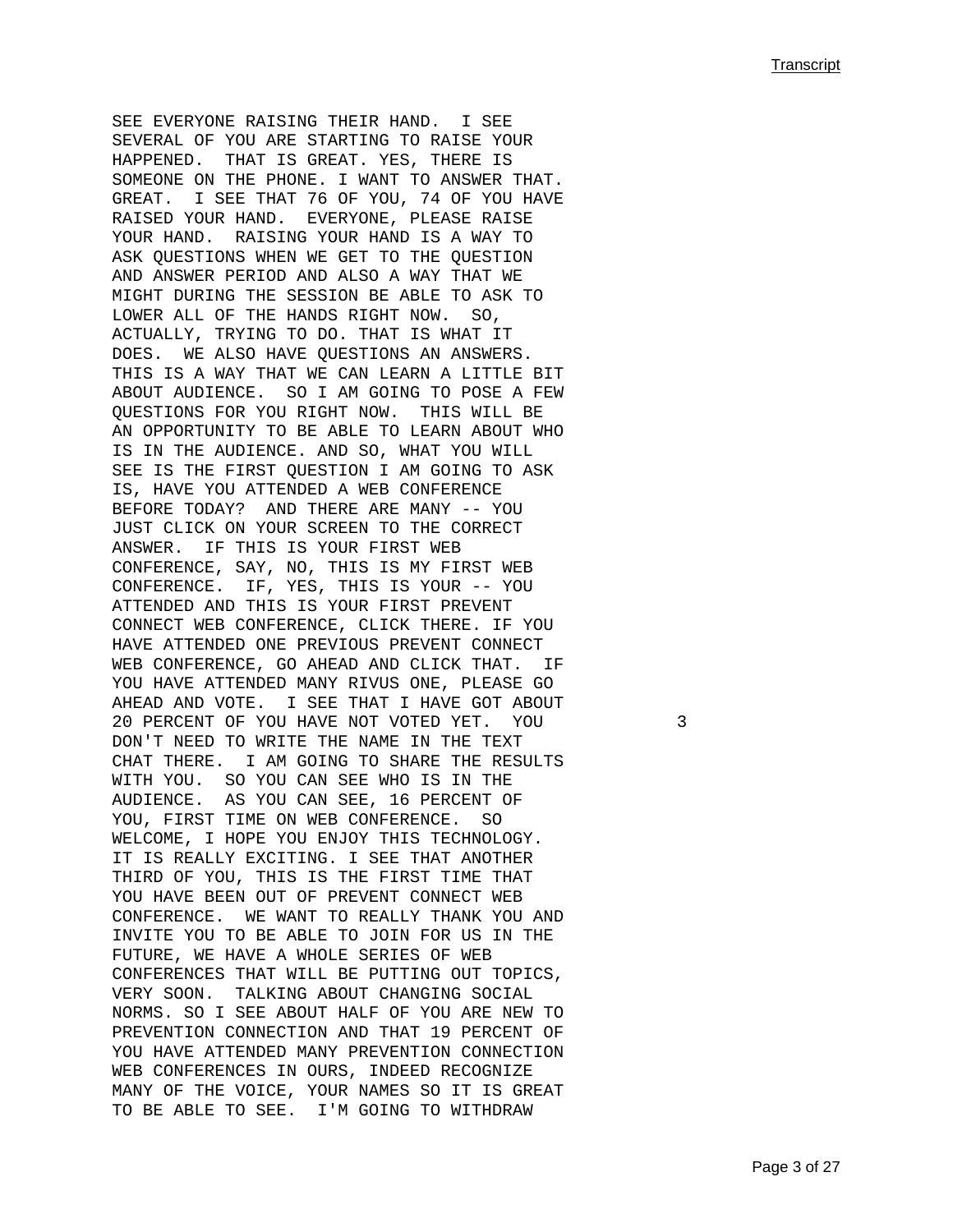SEE EVERYONE RAISING THEIR HAND. I SEE SEVERAL OF YOU ARE STARTING TO RAISE YOUR HAPPENED. THAT IS GREAT. YES, THERE IS SOMEONE ON THE PHONE. I WANT TO ANSWER THAT. GREAT. I SEE THAT 76 OF YOU, 74 OF YOU HAVE RAISED YOUR HAND. EVERYONE, PLEASE RAISE YOUR HAND. RAISING YOUR HAND IS A WAY TO ASK QUESTIONS WHEN WE GET TO THE QUESTION AND ANSWER PERIOD AND ALSO A WAY THAT WE MIGHT DURING THE SESSION BE ABLE TO ASK TO LOWER ALL OF THE HANDS RIGHT NOW. SO, ACTUALLY, TRYING TO DO. THAT IS WHAT IT DOES. WE ALSO HAVE QUESTIONS AN ANSWERS. THIS IS A WAY THAT WE CAN LEARN A LITTLE BIT ABOUT AUDIENCE. SO I AM GOING TO POSE A FEW QUESTIONS FOR YOU RIGHT NOW. THIS WILL BE AN OPPORTUNITY TO BE ABLE TO LEARN ABOUT WHO IS IN THE AUDIENCE. AND SO, WHAT YOU WILL SEE IS THE FIRST QUESTION I AM GOING TO ASK IS, HAVE YOU ATTENDED A WEB CONFERENCE BEFORE TODAY? AND THERE ARE MANY -- YOU JUST CLICK ON YOUR SCREEN TO THE CORRECT ANSWER. IF THIS IS YOUR FIRST WEB CONFERENCE, SAY, NO, THIS IS MY FIRST WEB CONFERENCE. IF, YES, THIS IS YOUR -- YOU ATTENDED AND THIS IS YOUR FIRST PREVENT CONNECT WEB CONFERENCE, CLICK THERE. IF YOU HAVE ATTENDED ONE PREVIOUS PREVENT CONNECT WEB CONFERENCE, GO AHEAD AND CLICK THAT. IF YOU HAVE ATTENDED MANY RIVUS ONE, PLEASE GO AHEAD AND VOTE. I SEE THAT I HAVE GOT ABOUT 20 PERCENT OF YOU HAVE NOT VOTED YET. YOU DON'T NEED TO WRITE THE NAME IN THE TEXT CHAT THERE. I AM GOING TO SHARE THE RESULTS WITH YOU. SO YOU CAN SEE WHO IS IN THE AUDIENCE. AS YOU CAN SEE, 16 PERCENT OF YOU, FIRST TIME ON WEB CONFERENCE. SO WELCOME, I HOPE YOU ENJOY THIS TECHNOLOGY. IT IS REALLY EXCITING. I SEE THAT ANOTHER THIRD OF YOU, THIS IS THE FIRST TIME THAT YOU HAVE BEEN OUT OF PREVENT CONNECT WEB CONFERENCE. WE WANT TO REALLY THANK YOU AND INVITE YOU TO BE ABLE TO JOIN FOR US IN THE FUTURE, WE HAVE A WHOLE SERIES OF WEB CONFERENCES THAT WILL BE PUTTING OUT TOPICS, VERY SOON. TALKING ABOUT CHANGING SOCIAL NORMS. SO I SEE ABOUT HALF OF YOU ARE NEW TO PREVENTION CONNECTION AND THAT 19 PERCENT OF YOU HAVE ATTENDED MANY PREVENTION CONNECTION WEB CONFERENCES IN OURS, INDEED RECOGNIZE MANY OF THE VOICE, YOUR NAMES SO IT IS GREAT TO BE ABLE TO SEE. I'M GOING TO WITHDRAW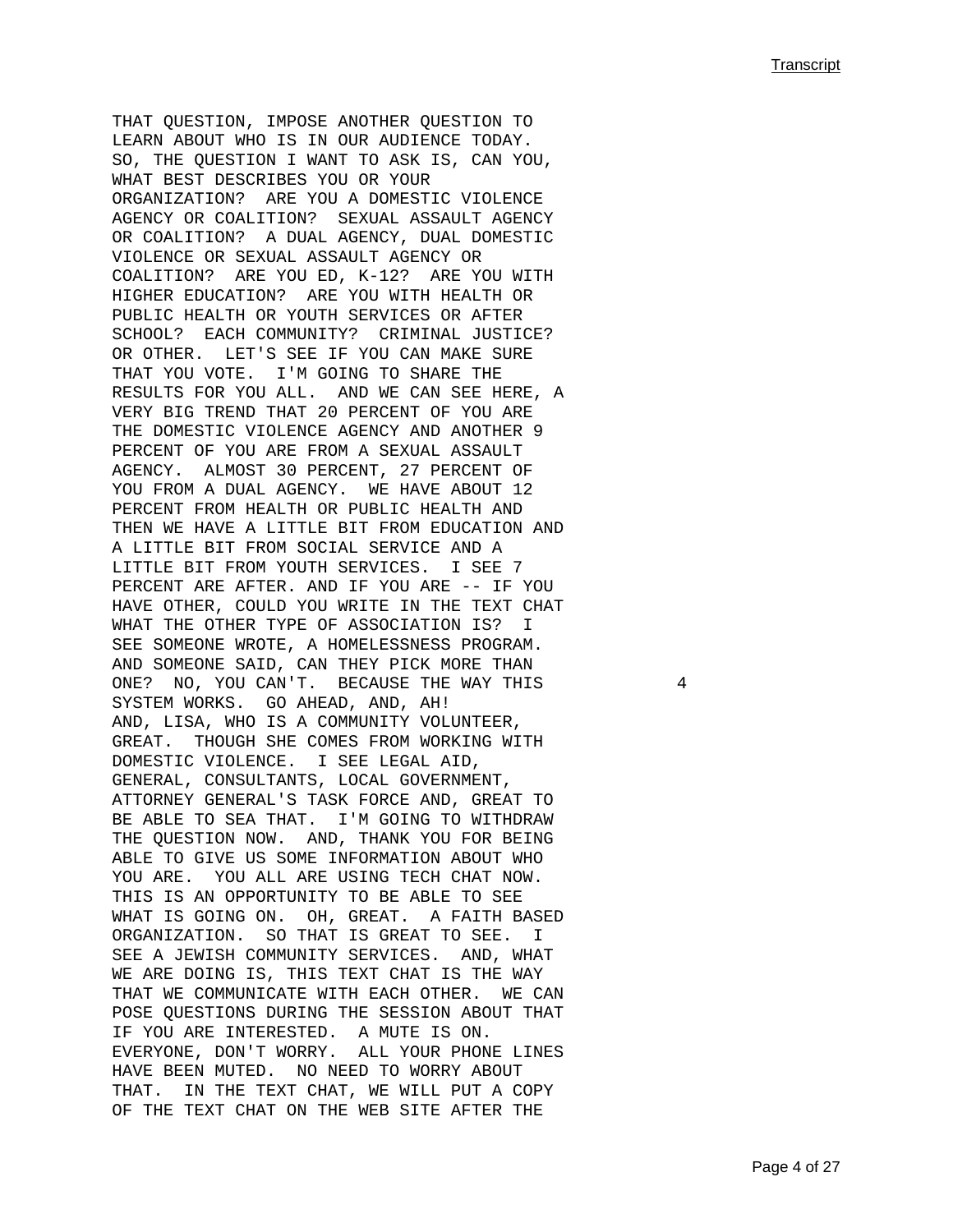THAT QUESTION, IMPOSE ANOTHER QUESTION TO LEARN ABOUT WHO IS IN OUR AUDIENCE TODAY. SO, THE QUESTION I WANT TO ASK IS, CAN YOU, WHAT BEST DESCRIBES YOU OR YOUR ORGANIZATION? ARE YOU A DOMESTIC VIOLENCE AGENCY OR COALITION? SEXUAL ASSAULT AGENCY OR COALITION? A DUAL AGENCY, DUAL DOMESTIC VIOLENCE OR SEXUAL ASSAULT AGENCY OR COALITION? ARE YOU ED, K-12? ARE YOU WITH HIGHER EDUCATION? ARE YOU WITH HEALTH OR PUBLIC HEALTH OR YOUTH SERVICES OR AFTER SCHOOL? EACH COMMUNITY? CRIMINAL JUSTICE? OR OTHER. LET'S SEE IF YOU CAN MAKE SURE THAT YOU VOTE. I'M GOING TO SHARE THE RESULTS FOR YOU ALL. AND WE CAN SEE HERE, A VERY BIG TREND THAT 20 PERCENT OF YOU ARE THE DOMESTIC VIOLENCE AGENCY AND ANOTHER 9 PERCENT OF YOU ARE FROM A SEXUAL ASSAULT AGENCY. ALMOST 30 PERCENT, 27 PERCENT OF YOU FROM A DUAL AGENCY. WE HAVE ABOUT 12 PERCENT FROM HEALTH OR PUBLIC HEALTH AND THEN WE HAVE A LITTLE BIT FROM EDUCATION AND A LITTLE BIT FROM SOCIAL SERVICE AND A LITTLE BIT FROM YOUTH SERVICES. I SEE 7 PERCENT ARE AFTER. AND IF YOU ARE -- IF YOU HAVE OTHER, COULD YOU WRITE IN THE TEXT CHAT WHAT THE OTHER TYPE OF ASSOCIATION IS? I SEE SOMEONE WROTE, A HOMELESSNESS PROGRAM. AND SOMEONE SAID, CAN THEY PICK MORE THAN ONE? NO, YOU CAN'T. BECAUSE THE WAY THIS SYSTEM WORKS. GO AHEAD, AND, AH!
AND, LISA, WHO IS A COMMUNITY VOLUNTEER, GREAT. THOUGH SHE COMES FROM WORKING WITH DOMESTIC VIOLENCE. I SEE LEGAL AID, GENERAL, CONSULTANTS, LOCAL GOVERNMENT, ATTORNEY GENERAL'S TASK FORCE AND, GREAT TO BE ABLE TO SEA THAT. I'M GOING TO WITHDRAW THE QUESTION NOW. AND, THANK YOU FOR BEING ABLE TO GIVE US SOME INFORMATION ABOUT WHO YOU ARE. YOU ALL ARE USING TECH CHAT NOW. THIS IS AN OPPORTUNITY TO BE ABLE TO SEE WHAT IS GOING ON. OH, GREAT. A FAITH BASED ORGANIZATION. SO THAT IS GREAT TO SEE. I SEE A JEWISH COMMUNITY SERVICES. AND, WHAT WE ARE DOING IS, THIS TEXT CHAT IS THE WAY THAT WE COMMUNICATE WITH EACH OTHER. WE CAN POSE QUESTIONS DURING THE SESSION ABOUT THAT IF YOU ARE INTERESTED. A MUTE IS ON. EVERYONE, DON'T WORRY. ALL YOUR PHONE LINES HAVE BEEN MUTED. NO NEED TO WORRY ABOUT THAT. IN THE TEXT CHAT, WE WILL PUT A COPY OF THE TEXT CHAT ON THE WEB SITE AFTER THE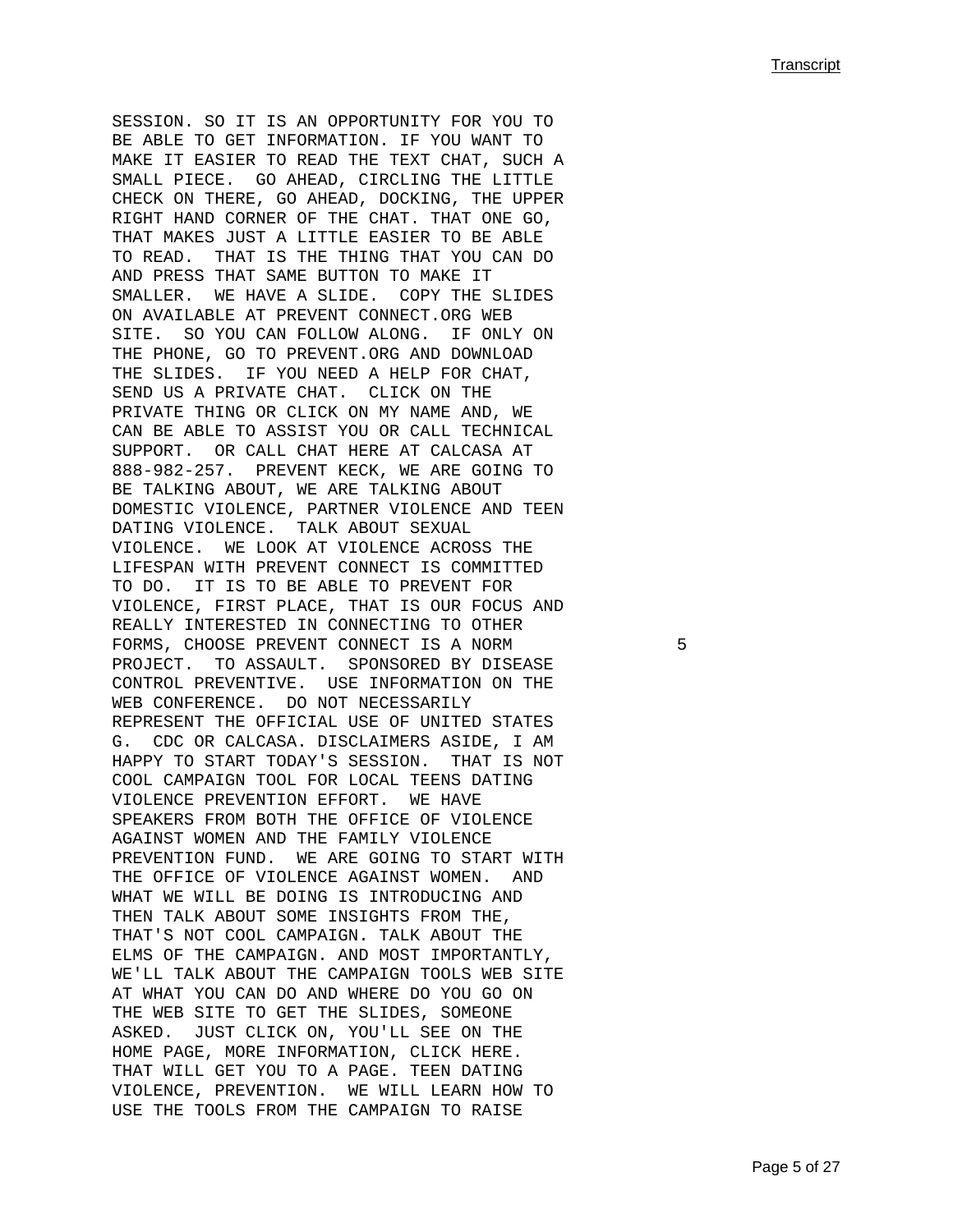SESSION. SO IT IS AN OPPORTUNITY FOR YOU TO BE ABLE TO GET INFORMATION. IF YOU WANT TO MAKE IT EASIER TO READ THE TEXT CHAT, SUCH A SMALL PIECE. GO AHEAD, CIRCLING THE LITTLE CHECK ON THERE, GO AHEAD, DOCKING, THE UPPER RIGHT HAND CORNER OF THE CHAT. THAT ONE GO, THAT MAKES JUST A LITTLE EASIER TO BE ABLE TO READ. THAT IS THE THING THAT YOU CAN DO AND PRESS THAT SAME BUTTON TO MAKE IT SMALLER. WE HAVE A SLIDE. COPY THE SLIDES ON AVAILABLE AT PREVENT CONNECT.ORG WEB SITE. SO YOU CAN FOLLOW ALONG. IF ONLY ON THE PHONE, GO TO PREVENT.ORG AND DOWNLOAD THE SLIDES. IF YOU NEED A HELP FOR CHAT, SEND US A PRIVATE CHAT. CLICK ON THE PRIVATE THING OR CLICK ON MY NAME AND, WE CAN BE ABLE TO ASSIST YOU OR CALL TECHNICAL SUPPORT. OR CALL CHAT HERE AT CALCASA AT 888-982-257. PREVENT KECK, WE ARE GOING TO BE TALKING ABOUT, WE ARE TALKING ABOUT DOMESTIC VIOLENCE, PARTNER VIOLENCE AND TEEN DATING VIOLENCE. TALK ABOUT SEXUAL VIOLENCE. WE LOOK AT VIOLENCE ACROSS THE LIFESPAN WITH PREVENT CONNECT IS COMMITTED TO DO. IT IS TO BE ABLE TO PREVENT FOR VIOLENCE, FIRST PLACE, THAT IS OUR FOCUS AND REALLY INTERESTED IN CONNECTING TO OTHER FORMS, CHOOSE PREVENT CONNECT IS A NORM PROJECT. TO ASSAULT. SPONSORED BY DISEASE CONTROL PREVENTIVE. USE INFORMATION ON THE WEB CONFERENCE. DO NOT NECESSARILY REPRESENT THE OFFICIAL USE OF UNITED STATES G. CDC OR CALCASA. DISCLAIMERS ASIDE, I AM HAPPY TO START TODAY'S SESSION. THAT IS NOT COOL CAMPAIGN TOOL FOR LOCAL TEENS DATING VIOLENCE PREVENTION EFFORT. WE HAVE SPEAKERS FROM BOTH THE OFFICE OF VIOLENCE AGAINST WOMEN AND THE FAMILY VIOLENCE PREVENTION FUND. WE ARE GOING TO START WITH THE OFFICE OF VIOLENCE AGAINST WOMEN. AND WHAT WE WILL BE DOING IS INTRODUCING AND THEN TALK ABOUT SOME INSIGHTS FROM THE, THAT'S NOT COOL CAMPAIGN. TALK ABOUT THE ELMS OF THE CAMPAIGN. AND MOST IMPORTANTLY, WE'LL TALK ABOUT THE CAMPAIGN TOOLS WEB SITE AT WHAT YOU CAN DO AND WHERE DO YOU GO ON THE WEB SITE TO GET THE SLIDES, SOMEONE ASKED. JUST CLICK ON, YOU'LL SEE ON THE HOME PAGE, MORE INFORMATION, CLICK HERE. THAT WILL GET YOU TO A PAGE. TEEN DATING VIOLENCE, PREVENTION. WE WILL LEARN HOW TO USE THE TOOLS FROM THE CAMPAIGN TO RAISE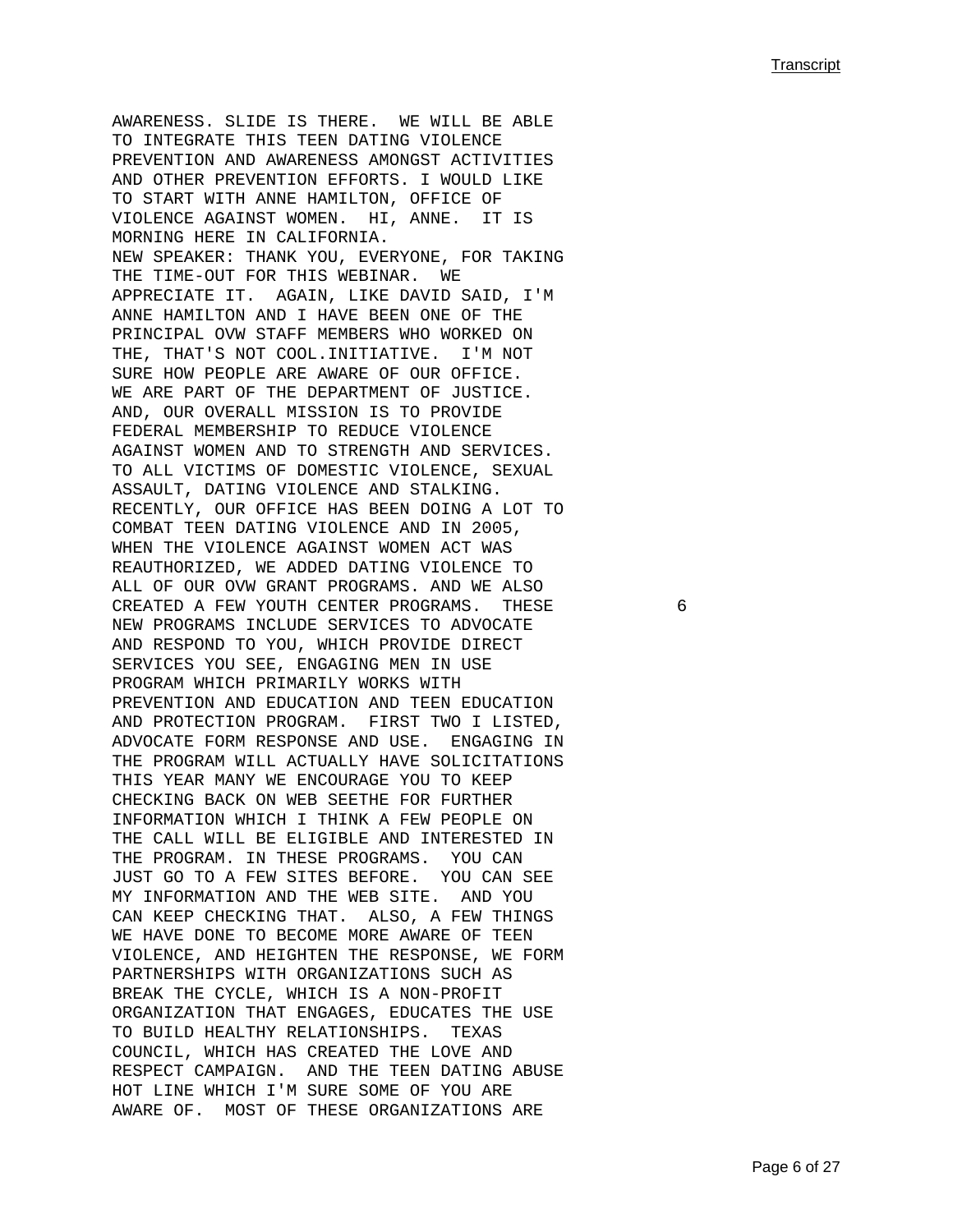AWARENESS. SLIDE IS THERE. WE WILL BE ABLE TO INTEGRATE THIS TEEN DATING VIOLENCE PREVENTION AND AWARENESS AMONGST ACTIVITIES AND OTHER PREVENTION EFFORTS. I WOULD LIKE TO START WITH ANNE HAMILTON, OFFICE OF VIOLENCE AGAINST WOMEN. HI, ANNE. IT IS MORNING HERE IN CALIFORNIA.
NEW SPEAKER: THANK YOU, EVERYONE, FOR TAKING THE TIME-OUT FOR THIS WEBINAR. WE APPRECIATE IT. AGAIN, LIKE DAVID SAID, I'M ANNE HAMILTON AND I HAVE BEEN ONE OF THE PRINCIPAL OVW STAFF MEMBERS WHO WORKED ON THE, THAT'S NOT COOL.INITIATIVE. I'M NOT SURE HOW PEOPLE ARE AWARE OF OUR OFFICE. WE ARE PART OF THE DEPARTMENT OF JUSTICE. AND, OUR OVERALL MISSION IS TO PROVIDE FEDERAL MEMBERSHIP TO REDUCE VIOLENCE AGAINST WOMEN AND TO STRENGTH AND SERVICES. TO ALL VICTIMS OF DOMESTIC VIOLENCE, SEXUAL ASSAULT, DATING VIOLENCE AND STALKING. RECENTLY, OUR OFFICE HAS BEEN DOING A LOT TO COMBAT TEEN DATING VIOLENCE AND IN 2005, WHEN THE VIOLENCE AGAINST WOMEN ACT WAS REAUTHORIZED, WE ADDED DATING VIOLENCE TO ALL OF OUR OVW GRANT PROGRAMS. AND WE ALSO CREATED A FEW YOUTH CENTER PROGRAMS. THESE NEW PROGRAMS INCLUDE SERVICES TO ADVOCATE AND RESPOND TO YOU, WHICH PROVIDE DIRECT SERVICES YOU SEE, ENGAGING MEN IN USE PROGRAM WHICH PRIMARILY WORKS WITH PREVENTION AND EDUCATION AND TEEN EDUCATION AND PROTECTION PROGRAM. FIRST TWO I LISTED, ADVOCATE FORM RESPONSE AND USE. ENGAGING IN THE PROGRAM WILL ACTUALLY HAVE SOLICITATIONS THIS YEAR MANY WE ENCOURAGE YOU TO KEEP CHECKING BACK ON WEB SEETHE FOR FURTHER INFORMATION WHICH I THINK A FEW PEOPLE ON THE CALL WILL BE ELIGIBLE AND INTERESTED IN THE PROGRAM. IN THESE PROGRAMS. YOU CAN JUST GO TO A FEW SITES BEFORE. YOU CAN SEE MY INFORMATION AND THE WEB SITE. AND YOU CAN KEEP CHECKING THAT. ALSO, A FEW THINGS WE HAVE DONE TO BECOME MORE AWARE OF TEEN VIOLENCE, AND HEIGHTEN THE RESPONSE, WE FORM PARTNERSHIPS WITH ORGANIZATIONS SUCH AS BREAK THE CYCLE, WHICH IS A NON-PROFIT ORGANIZATION THAT ENGAGES, EDUCATES THE USE TO BUILD HEALTHY RELATIONSHIPS. TEXAS COUNCIL, WHICH HAS CREATED THE LOVE AND RESPECT CAMPAIGN. AND THE TEEN DATING ABUSE HOT LINE WHICH I'M SURE SOME OF YOU ARE AWARE OF. MOST OF THESE ORGANIZATIONS ARE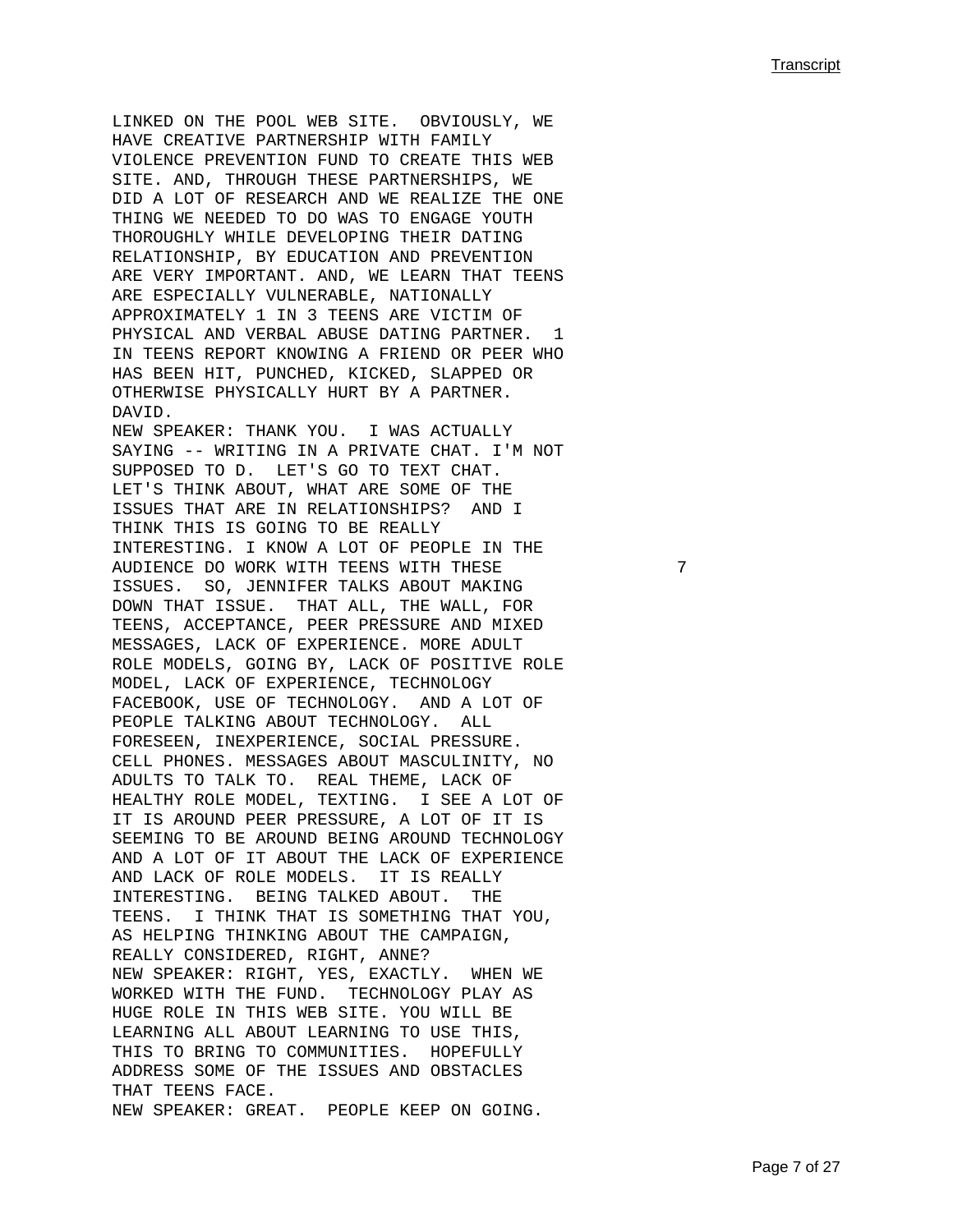LINKED ON THE POOL WEB SITE. OBVIOUSLY, WE HAVE CREATIVE PARTNERSHIP WITH FAMILY VIOLENCE PREVENTION FUND TO CREATE THIS WEB SITE. AND, THROUGH THESE PARTNERSHIPS, WE DID A LOT OF RESEARCH AND WE REALIZE THE ONE THING WE NEEDED TO DO WAS TO ENGAGE YOUTH THOROUGHLY WHILE DEVELOPING THEIR DATING RELATIONSHIP, BY EDUCATION AND PREVENTION ARE VERY IMPORTANT. AND, WE LEARN THAT TEENS ARE ESPECIALLY VULNERABLE, NATIONALLY APPROXIMATELY 1 IN 3 TEENS ARE VICTIM OF PHYSICAL AND VERBAL ABUSE DATING PARTNER. 1 IN TEENS REPORT KNOWING A FRIEND OR PEER WHO HAS BEEN HIT, PUNCHED, KICKED, SLAPPED OR OTHERWISE PHYSICALLY HURT BY A PARTNER. DAVID.

NEW SPEAKER: THANK YOU. I WAS ACTUALLY SAYING -- WRITING IN A PRIVATE CHAT. I'M NOT SUPPOSED TO D. LET'S GO TO TEXT CHAT. LET'S THINK ABOUT, WHAT ARE SOME OF THE ISSUES THAT ARE IN RELATIONSHIPS? AND I THINK THIS IS GOING TO BE REALLY INTERESTING. I KNOW A LOT OF PEOPLE IN THE AUDIENCE DO WORK WITH TEENS WITH THESE ISSUES. SO, JENNIFER TALKS ABOUT MAKING DOWN THAT ISSUE. THAT ALL, THE WALL, FOR TEENS, ACCEPTANCE, PEER PRESSURE AND MIXED MESSAGES, LACK OF EXPERIENCE. MORE ADULT ROLE MODELS, GOING BY, LACK OF POSITIVE ROLE MODEL, LACK OF EXPERIENCE, TECHNOLOGY FACEBOOK, USE OF TECHNOLOGY. AND A LOT OF PEOPLE TALKING ABOUT TECHNOLOGY. ALL FORESEEN, INEXPERIENCE, SOCIAL PRESSURE. CELL PHONES. MESSAGES ABOUT MASCULINITY, NO ADULTS TO TALK TO. REAL THEME, LACK OF HEALTHY ROLE MODEL, TEXTING. I SEE A LOT OF IT IS AROUND PEER PRESSURE, A LOT OF IT IS SEEMING TO BE AROUND BEING AROUND TECHNOLOGY AND A LOT OF IT ABOUT THE LACK OF EXPERIENCE AND LACK OF ROLE MODELS. IT IS REALLY INTERESTING. BEING TALKED ABOUT. THE TEENS. I THINK THAT IS SOMETHING THAT YOU, AS HELPING THINKING ABOUT THE CAMPAIGN, REALLY CONSIDERED, RIGHT, ANNE?

NEW SPEAKER: RIGHT, YES, EXACTLY. WHEN WE WORKED WITH THE FUND. TECHNOLOGY PLAY AS HUGE ROLE IN THIS WEB SITE. YOU WILL BE LEARNING ALL ABOUT LEARNING TO USE THIS, THIS TO BRING TO COMMUNITIES. HOPEFULLY ADDRESS SOME OF THE ISSUES AND OBSTACLES THAT TEENS FACE.

NEW SPEAKER: GREAT. PEOPLE KEEP ON GOING.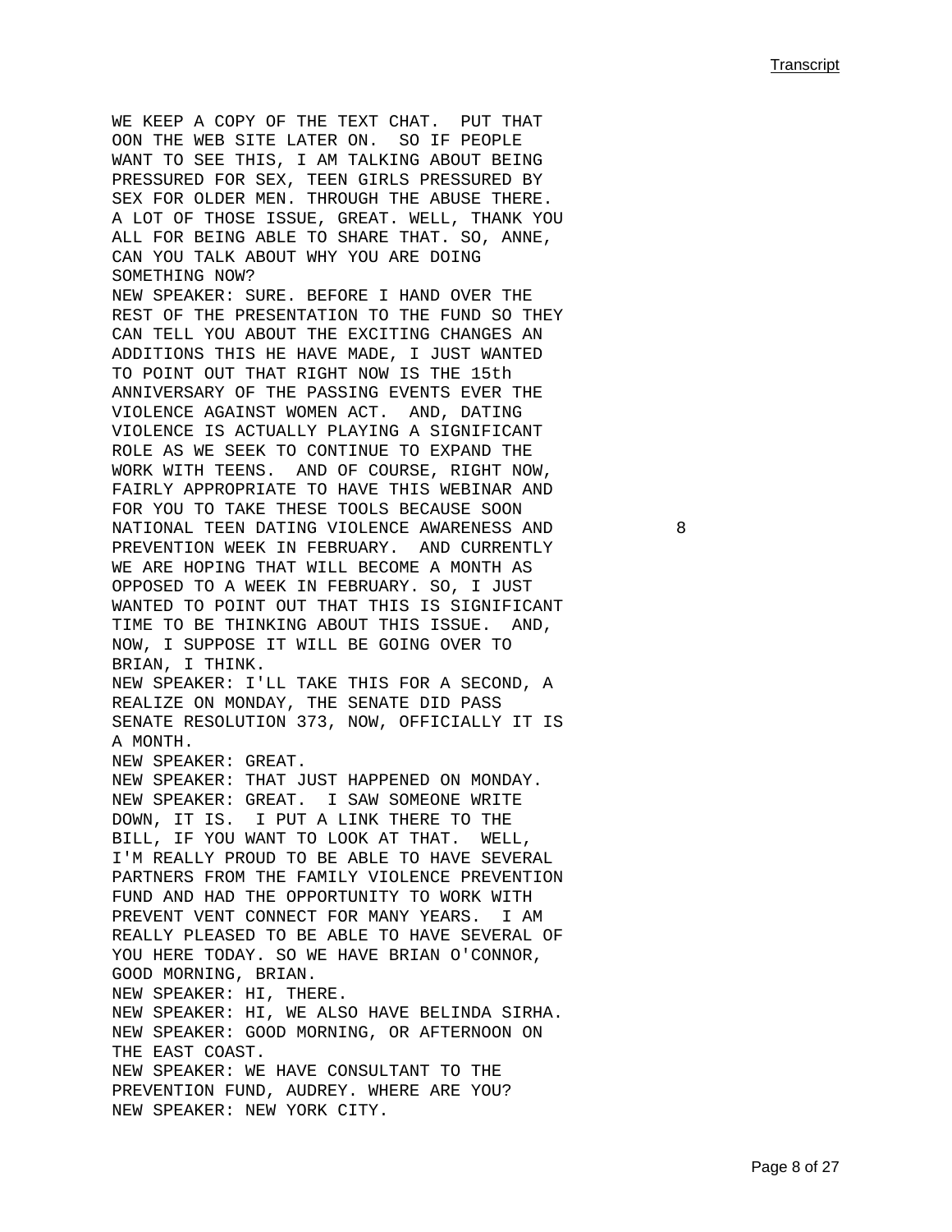WE KEEP A COPY OF THE TEXT CHAT. PUT THAT OON THE WEB SITE LATER ON. SO IF PEOPLE WANT TO SEE THIS, I AM TALKING ABOUT BEING PRESSURED FOR SEX, TEEN GIRLS PRESSURED BY SEX FOR OLDER MEN. THROUGH THE ABUSE THERE. A LOT OF THOSE ISSUE, GREAT. WELL, THANK YOU ALL FOR BEING ABLE TO SHARE THAT. SO, ANNE, CAN YOU TALK ABOUT WHY YOU ARE DOING SOMETHING NOW?

NEW SPEAKER: SURE. BEFORE I HAND OVER THE REST OF THE PRESENTATION TO THE FUND SO THEY CAN TELL YOU ABOUT THE EXCITING CHANGES AN ADDITIONS THIS HE HAVE MADE, I JUST WANTED TO POINT OUT THAT RIGHT NOW IS THE 15th ANNIVERSARY OF THE PASSING EVENTS EVER THE VIOLENCE AGAINST WOMEN ACT. AND, DATING VIOLENCE IS ACTUALLY PLAYING A SIGNIFICANT ROLE AS WE SEEK TO CONTINUE TO EXPAND THE WORK WITH TEENS. AND OF COURSE, RIGHT NOW, FAIRLY APPROPRIATE TO HAVE THIS WEBINAR AND FOR YOU TO TAKE THESE TOOLS BECAUSE SOON NATIONAL TEEN DATING VIOLENCE AWARENESS AND PREVENTION WEEK IN FEBRUARY. AND CURRENTLY WE ARE HOPING THAT WILL BECOME A MONTH AS OPPOSED TO A WEEK IN FEBRUARY. SO, I JUST WANTED TO POINT OUT THAT THIS IS SIGNIFICANT TIME TO BE THINKING ABOUT THIS ISSUE. AND, NOW, I SUPPOSE IT WILL BE GOING OVER TO BRIAN, I THINK.

NEW SPEAKER: I'LL TAKE THIS FOR A SECOND, A REALIZE ON MONDAY, THE SENATE DID PASS SENATE RESOLUTION 373, NOW, OFFICIALLY IT IS A MONTH.

NEW SPEAKER: GREAT.

NEW SPEAKER: THAT JUST HAPPENED ON MONDAY.

NEW SPEAKER: GREAT. I SAW SOMEONE WRITE DOWN, IT IS. I PUT A LINK THERE TO THE BILL, IF YOU WANT TO LOOK AT THAT. WELL, I'M REALLY PROUD TO BE ABLE TO HAVE SEVERAL PARTNERS FROM THE FAMILY VIOLENCE PREVENTION FUND AND HAD THE OPPORTUNITY TO WORK WITH PREVENT VENT CONNECT FOR MANY YEARS. I AM REALLY PLEASED TO BE ABLE TO HAVE SEVERAL OF YOU HERE TODAY. SO WE HAVE BRIAN O'CONNOR, GOOD MORNING, BRIAN.

NEW SPEAKER: HI, THERE.

NEW SPEAKER: HI, WE ALSO HAVE BELINDA SIRHA.

NEW SPEAKER: GOOD MORNING, OR AFTERNOON ON THE EAST COAST.

NEW SPEAKER: WE HAVE CONSULTANT TO THE PREVENTION FUND, AUDREY. WHERE ARE YOU?

NEW SPEAKER: NEW YORK CITY.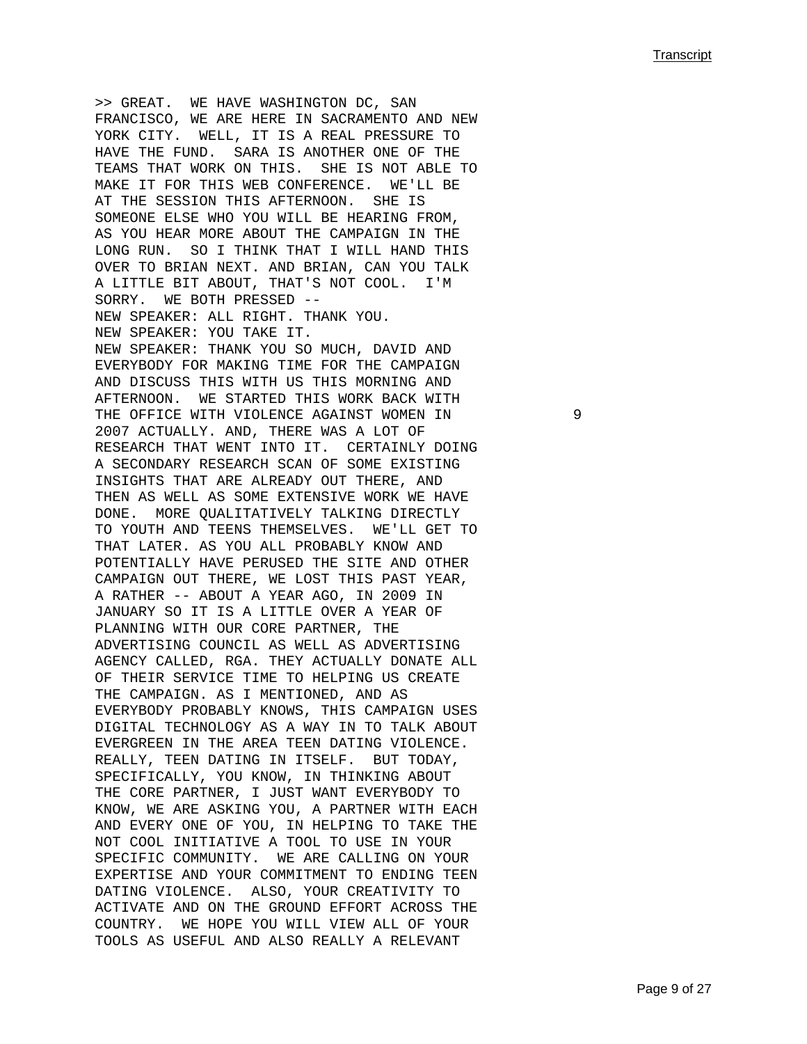>> GREAT. WE HAVE WASHINGTON DC, SAN FRANCISCO, WE ARE HERE IN SACRAMENTO AND NEW YORK CITY. WELL, IT IS A REAL PRESSURE TO HAVE THE FUND. SARA IS ANOTHER ONE OF THE TEAMS THAT WORK ON THIS. SHE IS NOT ABLE TO MAKE IT FOR THIS WEB CONFERENCE. WE'LL BE AT THE SESSION THIS AFTERNOON. SHE IS SOMEONE ELSE WHO YOU WILL BE HEARING FROM, AS YOU HEAR MORE ABOUT THE CAMPAIGN IN THE LONG RUN. SO I THINK THAT I WILL HAND THIS OVER TO BRIAN NEXT. AND BRIAN, CAN YOU TALK A LITTLE BIT ABOUT, THAT'S NOT COOL. I'M SORRY. WE BOTH PRESSED --

NEW SPEAKER: ALL RIGHT. THANK YOU.

NEW SPEAKER: YOU TAKE IT.

NEW SPEAKER: THANK YOU SO MUCH, DAVID AND EVERYBODY FOR MAKING TIME FOR THE CAMPAIGN AND DISCUSS THIS WITH US THIS MORNING AND AFTERNOON. WE STARTED THIS WORK BACK WITH THE OFFICE WITH VIOLENCE AGAINST WOMEN IN 2007 ACTUALLY. AND, THERE WAS A LOT OF RESEARCH THAT WENT INTO IT. CERTAINLY DOING A SECONDARY RESEARCH SCAN OF SOME EXISTING INSIGHTS THAT ARE ALREADY OUT THERE, AND THEN AS WELL AS SOME EXTENSIVE WORK WE HAVE DONE. MORE QUALITATIVELY TALKING DIRECTLY TO YOUTH AND TEENS THEMSELVES. WE'LL GET TO THAT LATER. AS YOU ALL PROBABLY KNOW AND POTENTIALLY HAVE PERUSED THE SITE AND OTHER CAMPAIGN OUT THERE, WE LOST THIS PAST YEAR, A RATHER -- ABOUT A YEAR AGO, IN 2009 IN JANUARY SO IT IS A LITTLE OVER A YEAR OF PLANNING WITH OUR CORE PARTNER, THE ADVERTISING COUNCIL AS WELL AS ADVERTISING AGENCY CALLED, RGA. THEY ACTUALLY DONATE ALL OF THEIR SERVICE TIME TO HELPING US CREATE THE CAMPAIGN. AS I MENTIONED, AND AS EVERYBODY PROBABLY KNOWS, THIS CAMPAIGN USES DIGITAL TECHNOLOGY AS A WAY IN TO TALK ABOUT EVERGREEN IN THE AREA TEEN DATING VIOLENCE. REALLY, TEEN DATING IN ITSELF. BUT TODAY, SPECIFICALLY, YOU KNOW, IN THINKING ABOUT THE CORE PARTNER, I JUST WANT EVERYBODY TO KNOW, WE ARE ASKING YOU, A PARTNER WITH EACH AND EVERY ONE OF YOU, IN HELPING TO TAKE THE NOT COOL INITIATIVE A TOOL TO USE IN YOUR SPECIFIC COMMUNITY. WE ARE CALLING ON YOUR EXPERTISE AND YOUR COMMITMENT TO ENDING TEEN DATING VIOLENCE. ALSO, YOUR CREATIVITY TO ACTIVATE AND ON THE GROUND EFFORT ACROSS THE COUNTRY. WE HOPE YOU WILL VIEW ALL OF YOUR TOOLS AS USEFUL AND ALSO REALLY A RELEVANT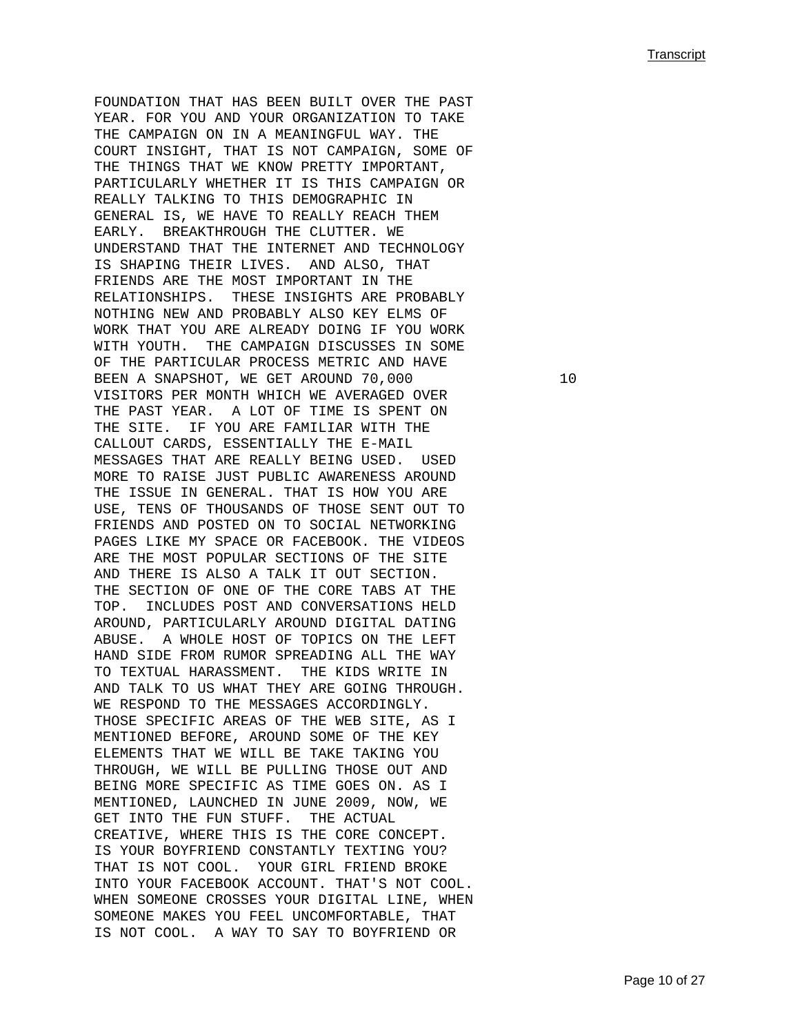FOUNDATION THAT HAS BEEN BUILT OVER THE PAST YEAR. FOR YOU AND YOUR ORGANIZATION TO TAKE THE CAMPAIGN ON IN A MEANINGFUL WAY. THE COURT INSIGHT, THAT IS NOT CAMPAIGN, SOME OF THE THINGS THAT WE KNOW PRETTY IMPORTANT, PARTICULARLY WHETHER IT IS THIS CAMPAIGN OR REALLY TALKING TO THIS DEMOGRAPHIC IN GENERAL IS, WE HAVE TO REALLY REACH THEM EARLY. BREAKTHROUGH THE CLUTTER. WE UNDERSTAND THAT THE INTERNET AND TECHNOLOGY IS SHAPING THEIR LIVES. AND ALSO, THAT FRIENDS ARE THE MOST IMPORTANT IN THE RELATIONSHIPS. THESE INSIGHTS ARE PROBABLY NOTHING NEW AND PROBABLY ALSO KEY ELMS OF WORK THAT YOU ARE ALREADY DOING IF YOU WORK WITH YOUTH. THE CAMPAIGN DISCUSSES IN SOME OF THE PARTICULAR PROCESS METRIC AND HAVE BEEN A SNAPSHOT, WE GET AROUND 70,000 VISITORS PER MONTH WHICH WE AVERAGED OVER THE PAST YEAR. A LOT OF TIME IS SPENT ON THE SITE. IF YOU ARE FAMILIAR WITH THE CALLOUT CARDS, ESSENTIALLY THE E-MAIL MESSAGES THAT ARE REALLY BEING USED. USED MORE TO RAISE JUST PUBLIC AWARENESS AROUND THE ISSUE IN GENERAL. THAT IS HOW YOU ARE USE, TENS OF THOUSANDS OF THOSE SENT OUT TO FRIENDS AND POSTED ON TO SOCIAL NETWORKING PAGES LIKE MY SPACE OR FACEBOOK. THE VIDEOS ARE THE MOST POPULAR SECTIONS OF THE SITE AND THERE IS ALSO A TALK IT OUT SECTION. THE SECTION OF ONE OF THE CORE TABS AT THE TOP. INCLUDES POST AND CONVERSATIONS HELD AROUND, PARTICULARLY AROUND DIGITAL DATING ABUSE. A WHOLE HOST OF TOPICS ON THE LEFT HAND SIDE FROM RUMOR SPREADING ALL THE WAY TO TEXTUAL HARASSMENT. THE KIDS WRITE IN AND TALK TO US WHAT THEY ARE GOING THROUGH. WE RESPOND TO THE MESSAGES ACCORDINGLY. THOSE SPECIFIC AREAS OF THE WEB SITE, AS I MENTIONED BEFORE, AROUND SOME OF THE KEY ELEMENTS THAT WE WILL BE TAKE TAKING YOU THROUGH, WE WILL BE PULLING THOSE OUT AND BEING MORE SPECIFIC AS TIME GOES ON. AS I MENTIONED, LAUNCHED IN JUNE 2009, NOW, WE GET INTO THE FUN STUFF. THE ACTUAL CREATIVE, WHERE THIS IS THE CORE CONCEPT. IS YOUR BOYFRIEND CONSTANTLY TEXTING YOU? THAT IS NOT COOL. YOUR GIRL FRIEND BROKE INTO YOUR FACEBOOK ACCOUNT. THAT'S NOT COOL. WHEN SOMEONE CROSSES YOUR DIGITAL LINE, WHEN SOMEONE MAKES YOU FEEL UNCOMFORTABLE, THAT IS NOT COOL. A WAY TO SAY TO BOYFRIEND OR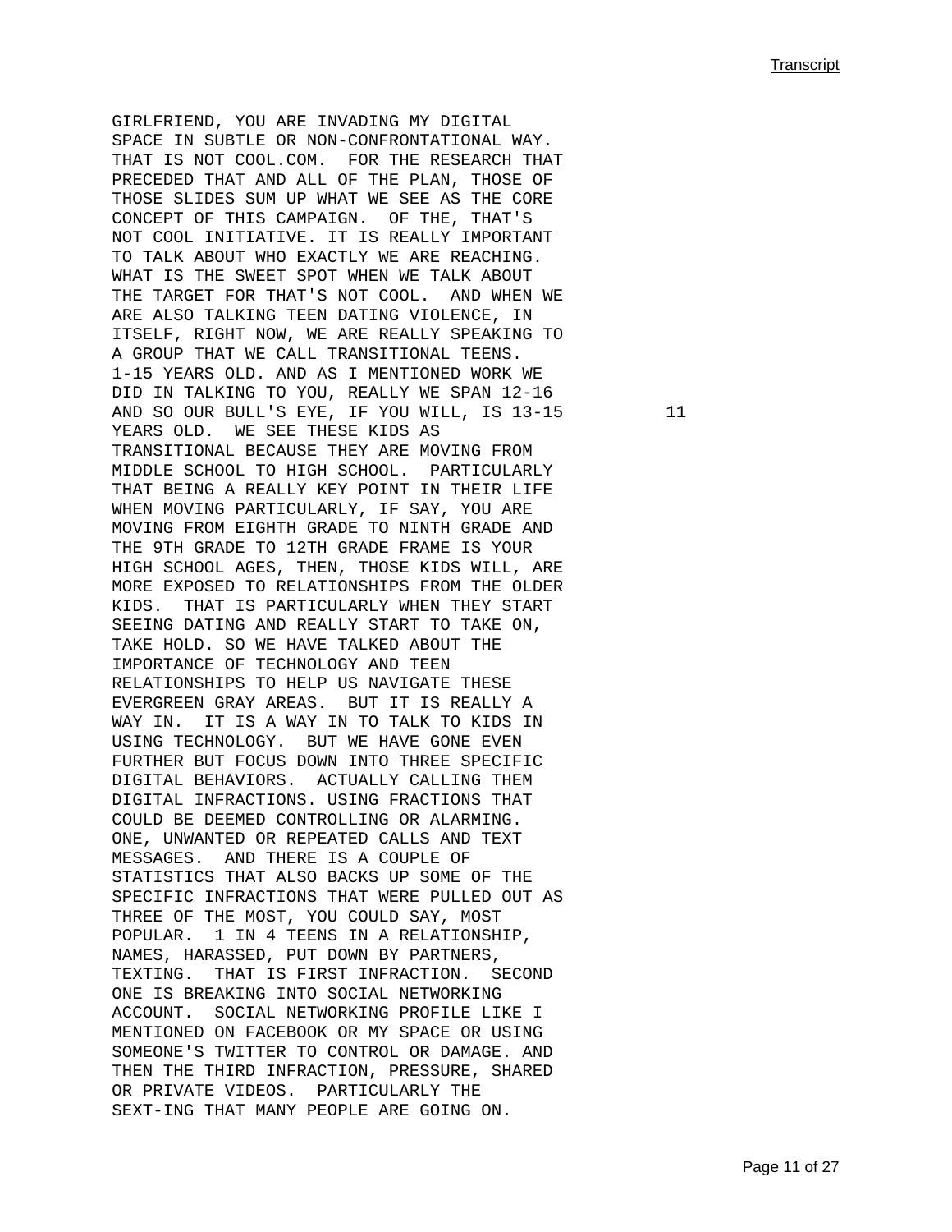GIRLFRIEND, YOU ARE INVADING MY DIGITAL SPACE IN SUBTLE OR NON-CONFRONTATIONAL WAY. THAT IS NOT COOL.COM. FOR THE RESEARCH THAT PRECEDED THAT AND ALL OF THE PLAN, THOSE OF THOSE SLIDES SUM UP WHAT WE SEE AS THE CORE CONCEPT OF THIS CAMPAIGN. OF THE, THAT'S NOT COOL INITIATIVE. IT IS REALLY IMPORTANT TO TALK ABOUT WHO EXACTLY WE ARE REACHING. WHAT IS THE SWEET SPOT WHEN WE TALK ABOUT THE TARGET FOR THAT'S NOT COOL. AND WHEN WE ARE ALSO TALKING TEEN DATING VIOLENCE, IN ITSELF, RIGHT NOW, WE ARE REALLY SPEAKING TO A GROUP THAT WE CALL TRANSITIONAL TEENS. 1-15 YEARS OLD. AND AS I MENTIONED WORK WE DID IN TALKING TO YOU, REALLY WE SPAN 12-16 AND SO OUR BULL'S EYE, IF YOU WILL, IS 13-15 YEARS OLD. WE SEE THESE KIDS AS TRANSITIONAL BECAUSE THEY ARE MOVING FROM MIDDLE SCHOOL TO HIGH SCHOOL. PARTICULARLY THAT BEING A REALLY KEY POINT IN THEIR LIFE WHEN MOVING PARTICULARLY, IF SAY, YOU ARE MOVING FROM EIGHTH GRADE TO NINTH GRADE AND THE 9TH GRADE TO 12TH GRADE FRAME IS YOUR HIGH SCHOOL AGES, THEN, THOSE KIDS WILL, ARE MORE EXPOSED TO RELATIONSHIPS FROM THE OLDER KIDS. THAT IS PARTICULARLY WHEN THEY START SEEING DATING AND REALLY START TO TAKE ON, TAKE HOLD. SO WE HAVE TALKED ABOUT THE IMPORTANCE OF TECHNOLOGY AND TEEN RELATIONSHIPS TO HELP US NAVIGATE THESE EVERGREEN GRAY AREAS. BUT IT IS REALLY A WAY IN. IT IS A WAY IN TO TALK TO KIDS IN USING TECHNOLOGY. BUT WE HAVE GONE EVEN FURTHER BUT FOCUS DOWN INTO THREE SPECIFIC DIGITAL BEHAVIORS. ACTUALLY CALLING THEM DIGITAL INFRACTIONS. USING FRACTIONS THAT COULD BE DEEMED CONTROLLING OR ALARMING. ONE, UNWANTED OR REPEATED CALLS AND TEXT MESSAGES. AND THERE IS A COUPLE OF STATISTICS THAT ALSO BACKS UP SOME OF THE SPECIFIC INFRACTIONS THAT WERE PULLED OUT AS THREE OF THE MOST, YOU COULD SAY, MOST POPULAR. 1 IN 4 TEENS IN A RELATIONSHIP, NAMES, HARASSED, PUT DOWN BY PARTNERS, TEXTING. THAT IS FIRST INFRACTION. SECOND ONE IS BREAKING INTO SOCIAL NETWORKING ACCOUNT. SOCIAL NETWORKING PROFILE LIKE I MENTIONED ON FACEBOOK OR MY SPACE OR USING SOMEONE'S TWITTER TO CONTROL OR DAMAGE. AND THEN THE THIRD INFRACTION, PRESSURE, SHARED OR PRIVATE VIDEOS. PARTICULARLY THE SEXT-ING THAT MANY PEOPLE ARE GOING ON.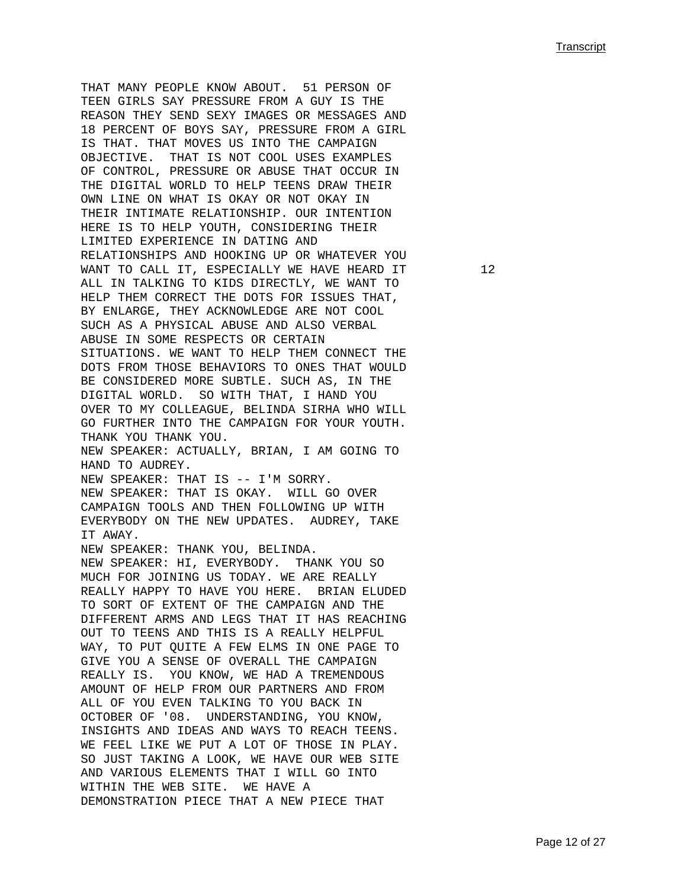THAT MANY PEOPLE KNOW ABOUT. 51 PERSON OF TEEN GIRLS SAY PRESSURE FROM A GUY IS THE REASON THEY SEND SEXY IMAGES OR MESSAGES AND 18 PERCENT OF BOYS SAY, PRESSURE FROM A GIRL IS THAT. THAT MOVES US INTO THE CAMPAIGN OBJECTIVE. THAT IS NOT COOL USES EXAMPLES OF CONTROL, PRESSURE OR ABUSE THAT OCCUR IN THE DIGITAL WORLD TO HELP TEENS DRAW THEIR OWN LINE ON WHAT IS OKAY OR NOT OKAY IN THEIR INTIMATE RELATIONSHIP. OUR INTENTION HERE IS TO HELP YOUTH, CONSIDERING THEIR LIMITED EXPERIENCE IN DATING AND RELATIONSHIPS AND HOOKING UP OR WHATEVER YOU WANT TO CALL IT, ESPECIALLY WE HAVE HEARD IT ALL IN TALKING TO KIDS DIRECTLY, WE WANT TO HELP THEM CORRECT THE DOTS FOR ISSUES THAT, BY ENLARGE, THEY ACKNOWLEDGE ARE NOT COOL SUCH AS A PHYSICAL ABUSE AND ALSO VERBAL ABUSE IN SOME RESPECTS OR CERTAIN SITUATIONS. WE WANT TO HELP THEM CONNECT THE DOTS FROM THOSE BEHAVIORS TO ONES THAT WOULD BE CONSIDERED MORE SUBTLE. SUCH AS, IN THE DIGITAL WORLD. SO WITH THAT, I HAND YOU OVER TO MY COLLEAGUE, BELINDA SIRHA WHO WILL GO FURTHER INTO THE CAMPAIGN FOR YOUR YOUTH. THANK YOU THANK YOU.

NEW SPEAKER: ACTUALLY, BRIAN, I AM GOING TO HAND TO AUDREY.

NEW SPEAKER: THAT IS -- I'M SORRY.

NEW SPEAKER: THAT IS OKAY. WILL GO OVER CAMPAIGN TOOLS AND THEN FOLLOWING UP WITH EVERYBODY ON THE NEW UPDATES. AUDREY, TAKE IT AWAY.

NEW SPEAKER: THANK YOU, BELINDA.

NEW SPEAKER: HI, EVERYBODY. THANK YOU SO MUCH FOR JOINING US TODAY. WE ARE REALLY REALLY HAPPY TO HAVE YOU HERE. BRIAN ELUDED TO SORT OF EXTENT OF THE CAMPAIGN AND THE DIFFERENT ARMS AND LEGS THAT IT HAS REACHING OUT TO TEENS AND THIS IS A REALLY HELPFUL WAY, TO PUT QUITE A FEW ELMS IN ONE PAGE TO GIVE YOU A SENSE OF OVERALL THE CAMPAIGN REALLY IS. YOU KNOW, WE HAD A TREMENDOUS AMOUNT OF HELP FROM OUR PARTNERS AND FROM ALL OF YOU EVEN TALKING TO YOU BACK IN OCTOBER OF '08. UNDERSTANDING, YOU KNOW, INSIGHTS AND IDEAS AND WAYS TO REACH TEENS. WE FEEL LIKE WE PUT A LOT OF THOSE IN PLAY. SO JUST TAKING A LOOK, WE HAVE OUR WEB SITE AND VARIOUS ELEMENTS THAT I WILL GO INTO WITHIN THE WEB SITE. WE HAVE A DEMONSTRATION PIECE THAT A NEW PIECE THAT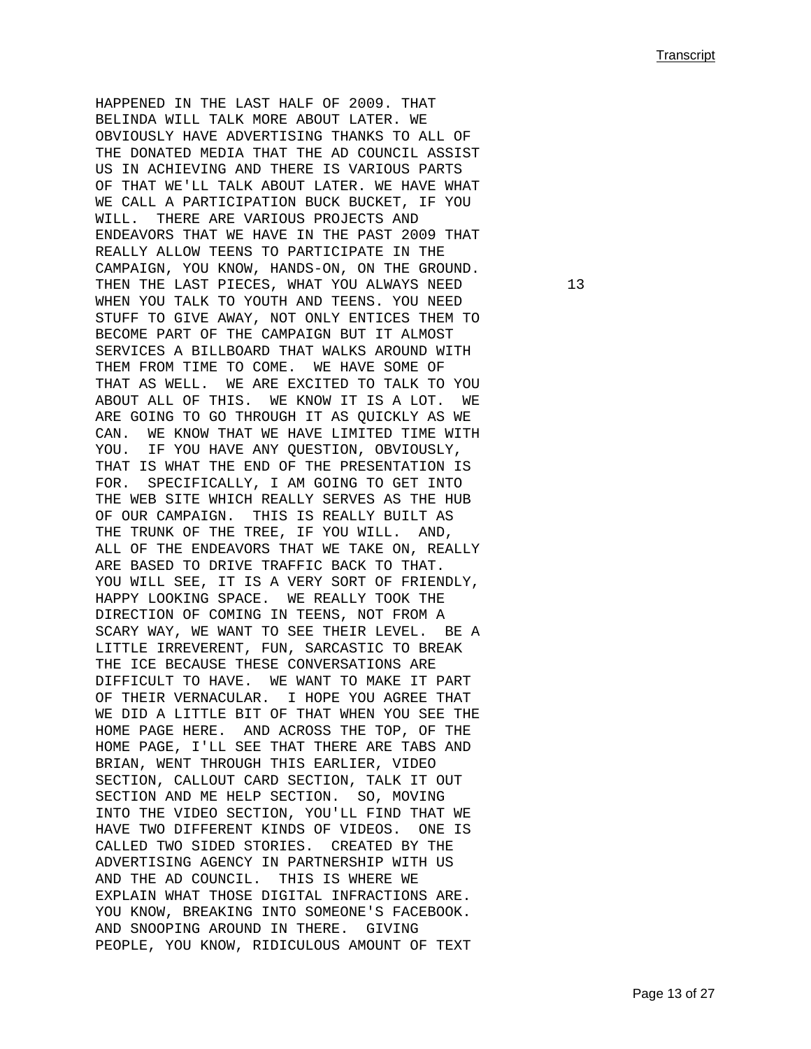HAPPENED IN THE LAST HALF OF 2009. THAT BELINDA WILL TALK MORE ABOUT LATER. WE OBVIOUSLY HAVE ADVERTISING THANKS TO ALL OF THE DONATED MEDIA THAT THE AD COUNCIL ASSIST US IN ACHIEVING AND THERE IS VARIOUS PARTS OF THAT WE'LL TALK ABOUT LATER. WE HAVE WHAT WE CALL A PARTICIPATION BUCK BUCKET, IF YOU WILL. THERE ARE VARIOUS PROJECTS AND ENDEAVORS THAT WE HAVE IN THE PAST 2009 THAT REALLY ALLOW TEENS TO PARTICIPATE IN THE CAMPAIGN, YOU KNOW, HANDS-ON, ON THE GROUND. THEN THE LAST PIECES, WHAT YOU ALWAYS NEED WHEN YOU TALK TO YOUTH AND TEENS. YOU NEED STUFF TO GIVE AWAY, NOT ONLY ENTICES THEM TO BECOME PART OF THE CAMPAIGN BUT IT ALMOST SERVICES A BILLBOARD THAT WALKS AROUND WITH THEM FROM TIME TO COME. WE HAVE SOME OF THAT AS WELL. WE ARE EXCITED TO TALK TO YOU ABOUT ALL OF THIS. WE KNOW IT IS A LOT. WE ARE GOING TO GO THROUGH IT AS QUICKLY AS WE CAN. WE KNOW THAT WE HAVE LIMITED TIME WITH YOU. IF YOU HAVE ANY QUESTION, OBVIOUSLY, THAT IS WHAT THE END OF THE PRESENTATION IS FOR. SPECIFICALLY, I AM GOING TO GET INTO THE WEB SITE WHICH REALLY SERVES AS THE HUB OF OUR CAMPAIGN. THIS IS REALLY BUILT AS THE TRUNK OF THE TREE, IF YOU WILL. AND, ALL OF THE ENDEAVORS THAT WE TAKE ON, REALLY ARE BASED TO DRIVE TRAFFIC BACK TO THAT. YOU WILL SEE, IT IS A VERY SORT OF FRIENDLY, HAPPY LOOKING SPACE. WE REALLY TOOK THE DIRECTION OF COMING IN TEENS, NOT FROM A SCARY WAY, WE WANT TO SEE THEIR LEVEL. BE A LITTLE IRREVERENT, FUN, SARCASTIC TO BREAK THE ICE BECAUSE THESE CONVERSATIONS ARE DIFFICULT TO HAVE. WE WANT TO MAKE IT PART OF THEIR VERNACULAR. I HOPE YOU AGREE THAT WE DID A LITTLE BIT OF THAT WHEN YOU SEE THE HOME PAGE HERE. AND ACROSS THE TOP, OF THE HOME PAGE, I'LL SEE THAT THERE ARE TABS AND BRIAN, WENT THROUGH THIS EARLIER, VIDEO SECTION, CALLOUT CARD SECTION, TALK IT OUT SECTION AND ME HELP SECTION. SO, MOVING INTO THE VIDEO SECTION, YOU'LL FIND THAT WE HAVE TWO DIFFERENT KINDS OF VIDEOS. ONE IS CALLED TWO SIDED STORIES. CREATED BY THE ADVERTISING AGENCY IN PARTNERSHIP WITH US AND THE AD COUNCIL. THIS IS WHERE WE EXPLAIN WHAT THOSE DIGITAL INFRACTIONS ARE. YOU KNOW, BREAKING INTO SOMEONE'S FACEBOOK. AND SNOOPING AROUND IN THERE. GIVING PEOPLE, YOU KNOW, RIDICULOUS AMOUNT OF TEXT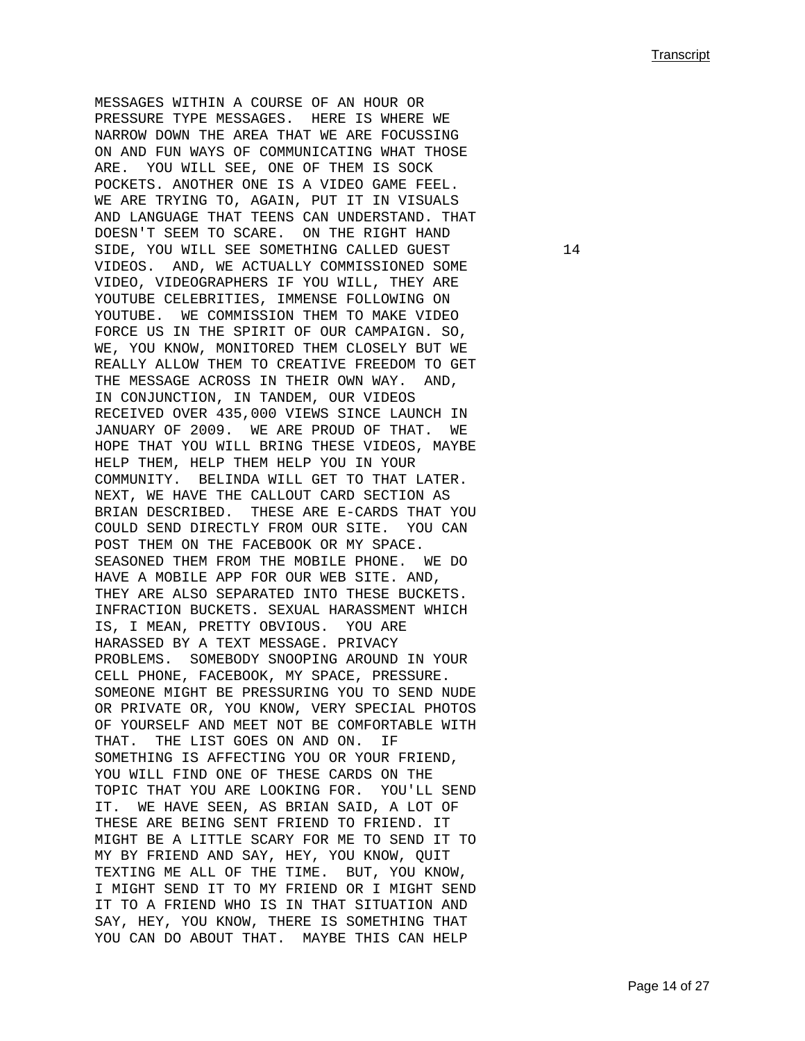MESSAGES WITHIN A COURSE OF AN HOUR OR PRESSURE TYPE MESSAGES. HERE IS WHERE WE NARROW DOWN THE AREA THAT WE ARE FOCUSSING ON AND FUN WAYS OF COMMUNICATING WHAT THOSE ARE. YOU WILL SEE, ONE OF THEM IS SOCK POCKETS. ANOTHER ONE IS A VIDEO GAME FEEL. WE ARE TRYING TO, AGAIN, PUT IT IN VISUALS AND LANGUAGE THAT TEENS CAN UNDERSTAND. THAT DOESN'T SEEM TO SCARE. ON THE RIGHT HAND SIDE, YOU WILL SEE SOMETHING CALLED GUEST VIDEOS. AND, WE ACTUALLY COMMISSIONED SOME VIDEO, VIDEOGRAPHERS IF YOU WILL, THEY ARE YOUTUBE CELEBRITIES, IMMENSE FOLLOWING ON YOUTUBE. WE COMMISSION THEM TO MAKE VIDEO FORCE US IN THE SPIRIT OF OUR CAMPAIGN. SO, WE, YOU KNOW, MONITORED THEM CLOSELY BUT WE REALLY ALLOW THEM TO CREATIVE FREEDOM TO GET THE MESSAGE ACROSS IN THEIR OWN WAY. AND, IN CONJUNCTION, IN TANDEM, OUR VIDEOS RECEIVED OVER 435,000 VIEWS SINCE LAUNCH IN JANUARY OF 2009. WE ARE PROUD OF THAT. WE HOPE THAT YOU WILL BRING THESE VIDEOS, MAYBE HELP THEM, HELP THEM HELP YOU IN YOUR COMMUNITY. BELINDA WILL GET TO THAT LATER. NEXT, WE HAVE THE CALLOUT CARD SECTION AS BRIAN DESCRIBED. THESE ARE E-CARDS THAT YOU COULD SEND DIRECTLY FROM OUR SITE. YOU CAN POST THEM ON THE FACEBOOK OR MY SPACE. SEASONED THEM FROM THE MOBILE PHONE. WE DO HAVE A MOBILE APP FOR OUR WEB SITE. AND, THEY ARE ALSO SEPARATED INTO THESE BUCKETS. INFRACTION BUCKETS. SEXUAL HARASSMENT WHICH IS, I MEAN, PRETTY OBVIOUS. YOU ARE HARASSED BY A TEXT MESSAGE. PRIVACY PROBLEMS. SOMEBODY SNOOPING AROUND IN YOUR CELL PHONE, FACEBOOK, MY SPACE, PRESSURE. SOMEONE MIGHT BE PRESSURING YOU TO SEND NUDE OR PRIVATE OR, YOU KNOW, VERY SPECIAL PHOTOS OF YOURSELF AND MEET NOT BE COMFORTABLE WITH THAT. THE LIST GOES ON AND ON. IF SOMETHING IS AFFECTING YOU OR YOUR FRIEND, YOU WILL FIND ONE OF THESE CARDS ON THE TOPIC THAT YOU ARE LOOKING FOR. YOU'LL SEND IT. WE HAVE SEEN, AS BRIAN SAID, A LOT OF THESE ARE BEING SENT FRIEND TO FRIEND. IT MIGHT BE A LITTLE SCARY FOR ME TO SEND IT TO MY BY FRIEND AND SAY, HEY, YOU KNOW, QUIT TEXTING ME ALL OF THE TIME. BUT, YOU KNOW, I MIGHT SEND IT TO MY FRIEND OR I MIGHT SEND IT TO A FRIEND WHO IS IN THAT SITUATION AND SAY, HEY, YOU KNOW, THERE IS SOMETHING THAT YOU CAN DO ABOUT THAT. MAYBE THIS CAN HELP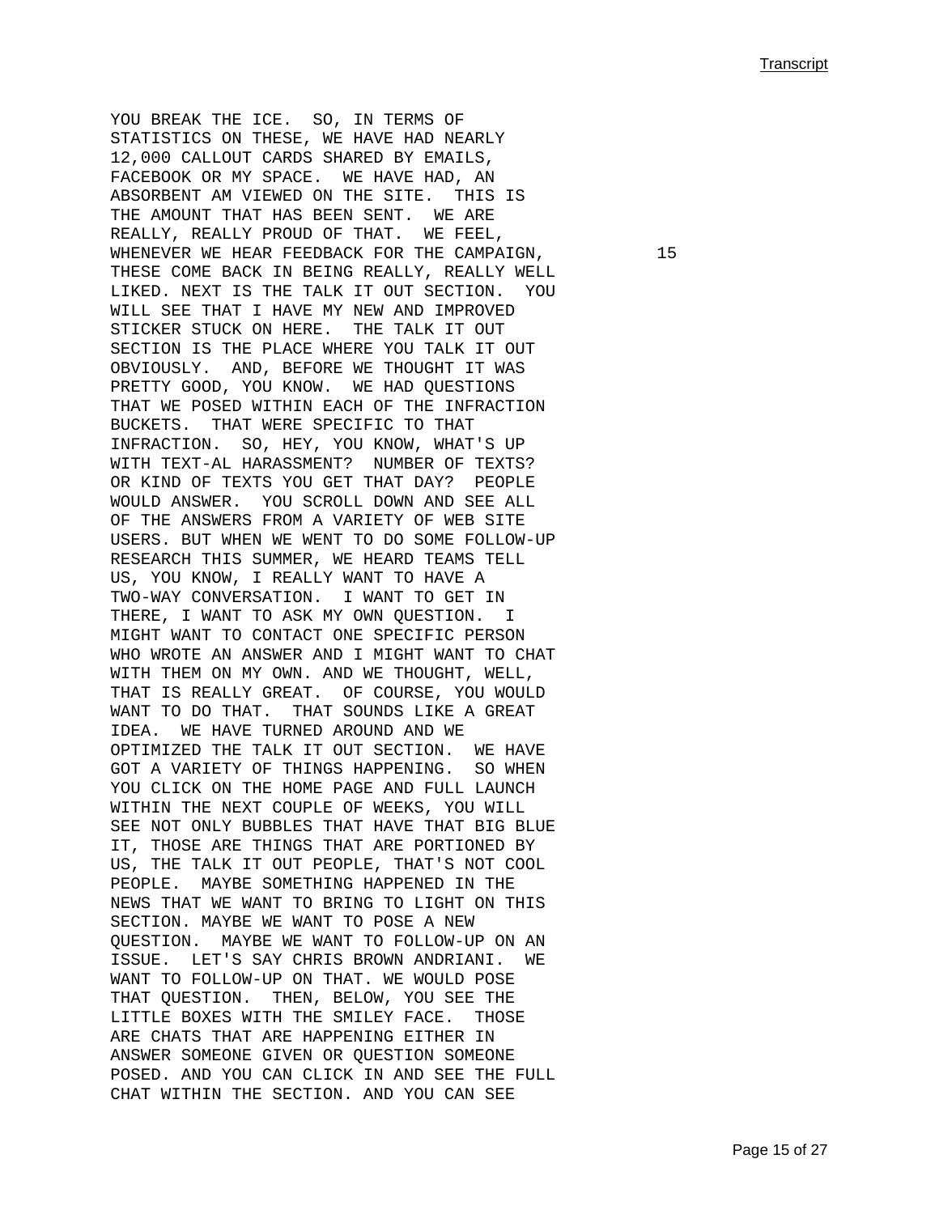YOU BREAK THE ICE. SO, IN TERMS OF STATISTICS ON THESE, WE HAVE HAD NEARLY 12,000 CALLOUT CARDS SHARED BY EMAILS, FACEBOOK OR MY SPACE. WE HAVE HAD, AN ABSORBENT AM VIEWED ON THE SITE. THIS IS THE AMOUNT THAT HAS BEEN SENT. WE ARE REALLY, REALLY PROUD OF THAT. WE FEEL, WHENEVER WE HEAR FEEDBACK FOR THE CAMPAIGN, THESE COME BACK IN BEING REALLY, REALLY WELL LIKED. NEXT IS THE TALK IT OUT SECTION. YOU WILL SEE THAT I HAVE MY NEW AND IMPROVED STICKER STUCK ON HERE. THE TALK IT OUT SECTION IS THE PLACE WHERE YOU TALK IT OUT OBVIOUSLY. AND, BEFORE WE THOUGHT IT WAS PRETTY GOOD, YOU KNOW. WE HAD QUESTIONS THAT WE POSED WITHIN EACH OF THE INFRACTION BUCKETS. THAT WERE SPECIFIC TO THAT INFRACTION. SO, HEY, YOU KNOW, WHAT'S UP WITH TEXT-AL HARASSMENT? NUMBER OF TEXTS? OR KIND OF TEXTS YOU GET THAT DAY? PEOPLE WOULD ANSWER. YOU SCROLL DOWN AND SEE ALL OF THE ANSWERS FROM A VARIETY OF WEB SITE USERS. BUT WHEN WE WENT TO DO SOME FOLLOW-UP RESEARCH THIS SUMMER, WE HEARD TEAMS TELL US, YOU KNOW, I REALLY WANT TO HAVE A TWO-WAY CONVERSATION. I WANT TO GET IN THERE, I WANT TO ASK MY OWN QUESTION. I MIGHT WANT TO CONTACT ONE SPECIFIC PERSON WHO WROTE AN ANSWER AND I MIGHT WANT TO CHAT WITH THEM ON MY OWN. AND WE THOUGHT, WELL, THAT IS REALLY GREAT. OF COURSE, YOU WOULD WANT TO DO THAT. THAT SOUNDS LIKE A GREAT IDEA. WE HAVE TURNED AROUND AND WE OPTIMIZED THE TALK IT OUT SECTION. WE HAVE GOT A VARIETY OF THINGS HAPPENING. SO WHEN YOU CLICK ON THE HOME PAGE AND FULL LAUNCH WITHIN THE NEXT COUPLE OF WEEKS, YOU WILL SEE NOT ONLY BUBBLES THAT HAVE THAT BIG BLUE IT, THOSE ARE THINGS THAT ARE PORTIONED BY US, THE TALK IT OUT PEOPLE, THAT'S NOT COOL PEOPLE. MAYBE SOMETHING HAPPENED IN THE NEWS THAT WE WANT TO BRING TO LIGHT ON THIS SECTION. MAYBE WE WANT TO POSE A NEW QUESTION. MAYBE WE WANT TO FOLLOW-UP ON AN ISSUE. LET'S SAY CHRIS BROWN ANDRIANI. WE WANT TO FOLLOW-UP ON THAT. WE WOULD POSE THAT QUESTION. THEN, BELOW, YOU SEE THE LITTLE BOXES WITH THE SMILEY FACE. THOSE ARE CHATS THAT ARE HAPPENING EITHER IN ANSWER SOMEONE GIVEN OR QUESTION SOMEONE POSED. AND YOU CAN CLICK IN AND SEE THE FULL CHAT WITHIN THE SECTION. AND YOU CAN SEE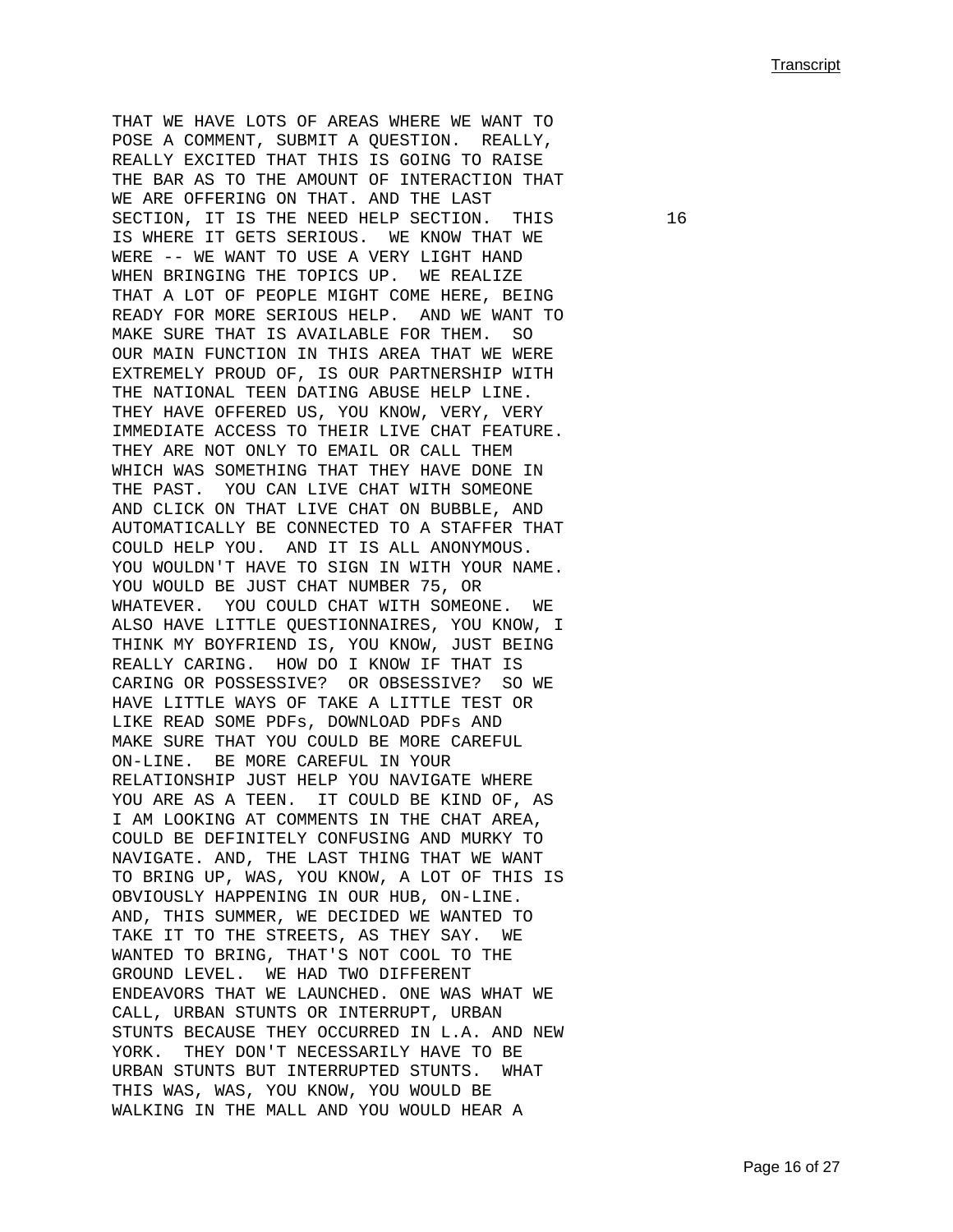THAT WE HAVE LOTS OF AREAS WHERE WE WANT TO POSE A COMMENT, SUBMIT A QUESTION. REALLY, REALLY EXCITED THAT THIS IS GOING TO RAISE THE BAR AS TO THE AMOUNT OF INTERACTION THAT WE ARE OFFERING ON THAT. AND THE LAST SECTION, IT IS THE NEED HELP SECTION. THIS IS WHERE IT GETS SERIOUS. WE KNOW THAT WE WERE -- WE WANT TO USE A VERY LIGHT HAND WHEN BRINGING THE TOPICS UP. WE REALIZE THAT A LOT OF PEOPLE MIGHT COME HERE, BEING READY FOR MORE SERIOUS HELP. AND WE WANT TO MAKE SURE THAT IS AVAILABLE FOR THEM. SO OUR MAIN FUNCTION IN THIS AREA THAT WE WERE EXTREMELY PROUD OF, IS OUR PARTNERSHIP WITH THE NATIONAL TEEN DATING ABUSE HELP LINE. THEY HAVE OFFERED US, YOU KNOW, VERY, VERY IMMEDIATE ACCESS TO THEIR LIVE CHAT FEATURE. THEY ARE NOT ONLY TO EMAIL OR CALL THEM WHICH WAS SOMETHING THAT THEY HAVE DONE IN THE PAST. YOU CAN LIVE CHAT WITH SOMEONE AND CLICK ON THAT LIVE CHAT ON BUBBLE, AND AUTOMATICALLY BE CONNECTED TO A STAFFER THAT COULD HELP YOU. AND IT IS ALL ANONYMOUS. YOU WOULDN'T HAVE TO SIGN IN WITH YOUR NAME. YOU WOULD BE JUST CHAT NUMBER 75, OR WHATEVER. YOU COULD CHAT WITH SOMEONE. WE ALSO HAVE LITTLE QUESTIONNAIRES, YOU KNOW, I THINK MY BOYFRIEND IS, YOU KNOW, JUST BEING REALLY CARING. HOW DO I KNOW IF THAT IS CARING OR POSSESSIVE? OR OBSESSIVE? SO WE HAVE LITTLE WAYS OF TAKE A LITTLE TEST OR LIKE READ SOME PDFs, DOWNLOAD PDFs AND MAKE SURE THAT YOU COULD BE MORE CAREFUL ON-LINE. BE MORE CAREFUL IN YOUR RELATIONSHIP JUST HELP YOU NAVIGATE WHERE YOU ARE AS A TEEN. IT COULD BE KIND OF, AS I AM LOOKING AT COMMENTS IN THE CHAT AREA, COULD BE DEFINITELY CONFUSING AND MURKY TO NAVIGATE. AND, THE LAST THING THAT WE WANT TO BRING UP, WAS, YOU KNOW, A LOT OF THIS IS OBVIOUSLY HAPPENING IN OUR HUB, ON-LINE. AND, THIS SUMMER, WE DECIDED WE WANTED TO TAKE IT TO THE STREETS, AS THEY SAY. WE WANTED TO BRING, THAT'S NOT COOL TO THE GROUND LEVEL. WE HAD TWO DIFFERENT ENDEAVORS THAT WE LAUNCHED. ONE WAS WHAT WE CALL, URBAN STUNTS OR INTERRUPT, URBAN STUNTS BECAUSE THEY OCCURRED IN L.A. AND NEW YORK. THEY DON'T NECESSARILY HAVE TO BE URBAN STUNTS BUT INTERRUPTED STUNTS. WHAT THIS WAS, WAS, YOU KNOW, YOU WOULD BE WALKING IN THE MALL AND YOU WOULD HEAR A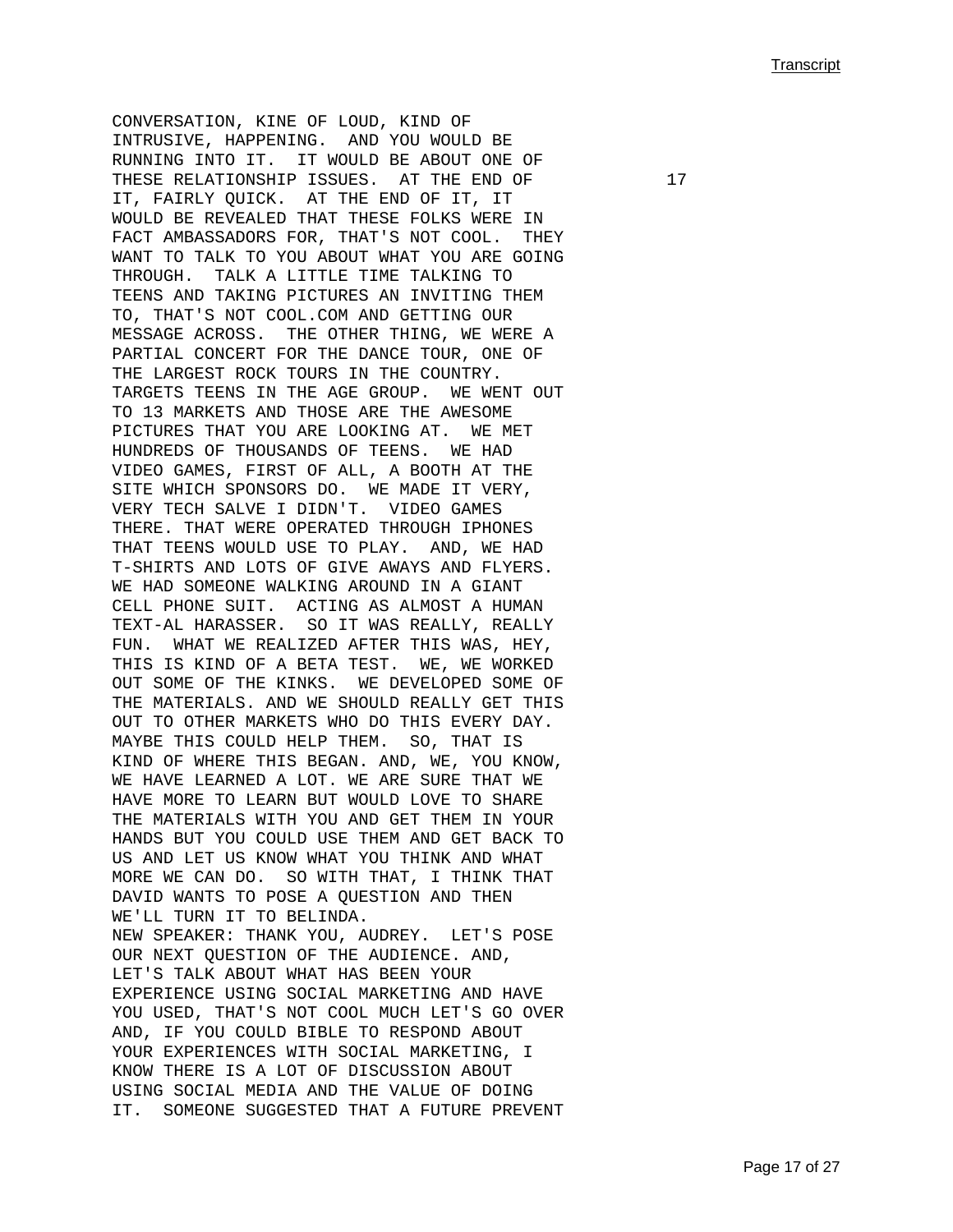CONVERSATION, KINE OF LOUD, KIND OF INTRUSIVE, HAPPENING. AND YOU WOULD BE RUNNING INTO IT. IT WOULD BE ABOUT ONE OF THESE RELATIONSHIP ISSUES. AT THE END OF IT, FAIRLY QUICK. AT THE END OF IT, IT WOULD BE REVEALED THAT THESE FOLKS WERE IN FACT AMBASSADORS FOR, THAT'S NOT COOL. THEY WANT TO TALK TO YOU ABOUT WHAT YOU ARE GOING THROUGH. TALK A LITTLE TIME TALKING TO TEENS AND TAKING PICTURES AN INVITING THEM TO, THAT'S NOT COOL.COM AND GETTING OUR MESSAGE ACROSS. THE OTHER THING, WE WERE A PARTIAL CONCERT FOR THE DANCE TOUR, ONE OF THE LARGEST ROCK TOURS IN THE COUNTRY. TARGETS TEENS IN THE AGE GROUP. WE WENT OUT TO 13 MARKETS AND THOSE ARE THE AWESOME PICTURES THAT YOU ARE LOOKING AT. WE MET HUNDREDS OF THOUSANDS OF TEENS. WE HAD VIDEO GAMES, FIRST OF ALL, A BOOTH AT THE SITE WHICH SPONSORS DO. WE MADE IT VERY, VERY TECH SALVE I DIDN'T. VIDEO GAMES THERE. THAT WERE OPERATED THROUGH IPHONES THAT TEENS WOULD USE TO PLAY. AND, WE HAD T-SHIRTS AND LOTS OF GIVE AWAYS AND FLYERS. WE HAD SOMEONE WALKING AROUND IN A GIANT CELL PHONE SUIT. ACTING AS ALMOST A HUMAN TEXT-AL HARASSER. SO IT WAS REALLY, REALLY FUN. WHAT WE REALIZED AFTER THIS WAS, HEY, THIS IS KIND OF A BETA TEST. WE, WE WORKED OUT SOME OF THE KINKS. WE DEVELOPED SOME OF THE MATERIALS. AND WE SHOULD REALLY GET THIS OUT TO OTHER MARKETS WHO DO THIS EVERY DAY. MAYBE THIS COULD HELP THEM. SO, THAT IS KIND OF WHERE THIS BEGAN. AND, WE, YOU KNOW, WE HAVE LEARNED A LOT. WE ARE SURE THAT WE HAVE MORE TO LEARN BUT WOULD LOVE TO SHARE THE MATERIALS WITH YOU AND GET THEM IN YOUR HANDS BUT YOU COULD USE THEM AND GET BACK TO US AND LET US KNOW WHAT YOU THINK AND WHAT MORE WE CAN DO. SO WITH THAT, I THINK THAT DAVID WANTS TO POSE A QUESTION AND THEN WE'LL TURN IT TO BELINDA.

NEW SPEAKER: THANK YOU, AUDREY. LET'S POSE OUR NEXT QUESTION OF THE AUDIENCE. AND, LET'S TALK ABOUT WHAT HAS BEEN YOUR EXPERIENCE USING SOCIAL MARKETING AND HAVE YOU USED, THAT'S NOT COOL MUCH LET'S GO OVER AND, IF YOU COULD BIBLE TO RESPOND ABOUT YOUR EXPERIENCES WITH SOCIAL MARKETING, I KNOW THERE IS A LOT OF DISCUSSION ABOUT USING SOCIAL MEDIA AND THE VALUE OF DOING IT. SOMEONE SUGGESTED THAT A FUTURE PREVENT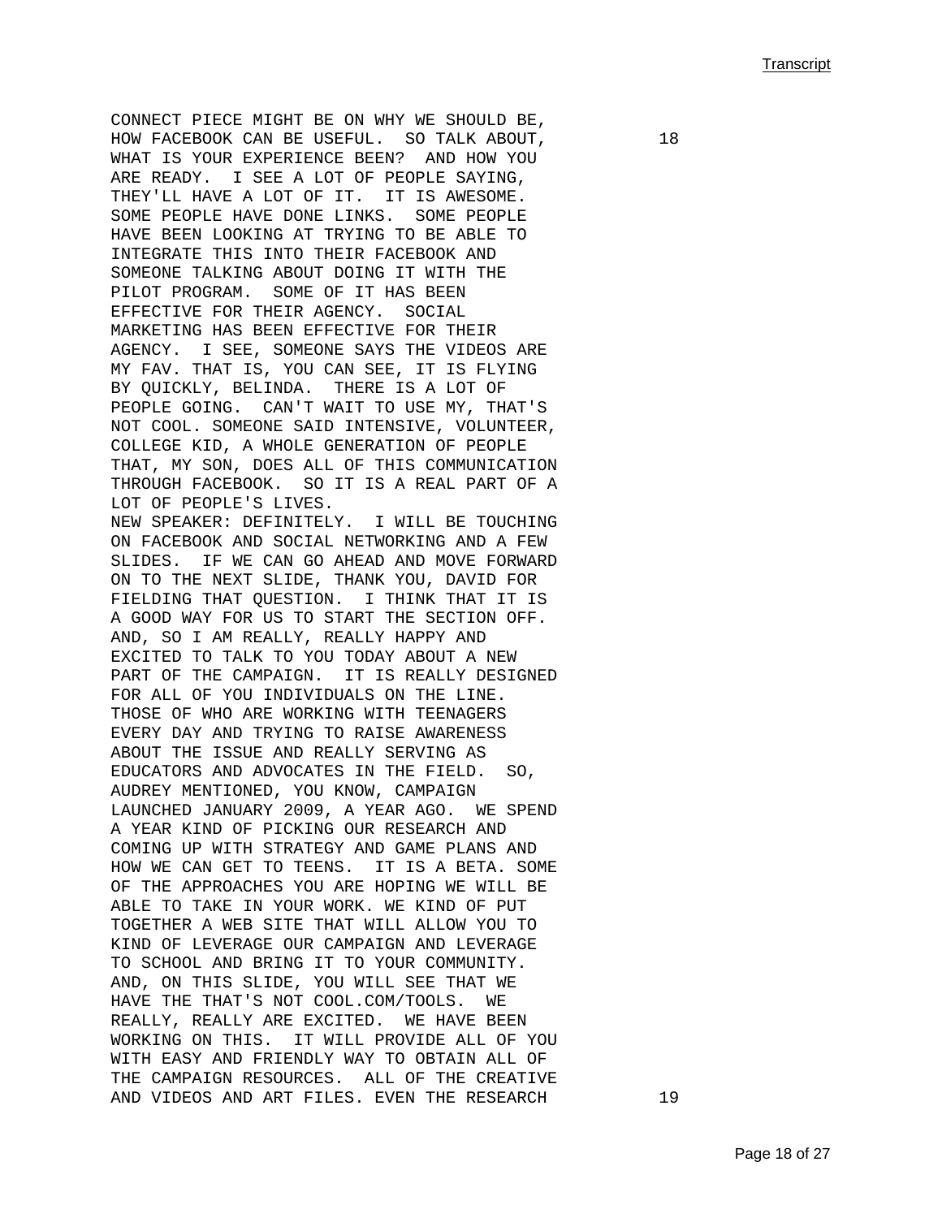CONNECT PIECE MIGHT BE ON WHY WE SHOULD BE, HOW FACEBOOK CAN BE USEFUL. SO TALK ABOUT, WHAT IS YOUR EXPERIENCE BEEN? AND HOW YOU ARE READY. I SEE A LOT OF PEOPLE SAYING, THEY'LL HAVE A LOT OF IT. IT IS AWESOME. SOME PEOPLE HAVE DONE LINKS. SOME PEOPLE HAVE BEEN LOOKING AT TRYING TO BE ABLE TO INTEGRATE THIS INTO THEIR FACEBOOK AND SOMEONE TALKING ABOUT DOING IT WITH THE PILOT PROGRAM. SOME OF IT HAS BEEN EFFECTIVE FOR THEIR AGENCY. SOCIAL MARKETING HAS BEEN EFFECTIVE FOR THEIR AGENCY. I SEE, SOMEONE SAYS THE VIDEOS ARE MY FAV. THAT IS, YOU CAN SEE, IT IS FLYING BY QUICKLY, BELINDA. THERE IS A LOT OF PEOPLE GOING. CAN'T WAIT TO USE MY, THAT'S NOT COOL. SOMEONE SAID INTENSIVE, VOLUNTEER, COLLEGE KID, A WHOLE GENERATION OF PEOPLE THAT, MY SON, DOES ALL OF THIS COMMUNICATION THROUGH FACEBOOK. SO IT IS A REAL PART OF A LOT OF PEOPLE'S LIVES.

NEW SPEAKER: DEFINITELY. I WILL BE TOUCHING ON FACEBOOK AND SOCIAL NETWORKING AND A FEW SLIDES. IF WE CAN GO AHEAD AND MOVE FORWARD ON TO THE NEXT SLIDE, THANK YOU, DAVID FOR FIELDING THAT QUESTION. I THINK THAT IT IS A GOOD WAY FOR US TO START THE SECTION OFF. AND, SO I AM REALLY, REALLY HAPPY AND EXCITED TO TALK TO YOU TODAY ABOUT A NEW PART OF THE CAMPAIGN. IT IS REALLY DESIGNED FOR ALL OF YOU INDIVIDUALS ON THE LINE. THOSE OF WHO ARE WORKING WITH TEENAGERS EVERY DAY AND TRYING TO RAISE AWARENESS ABOUT THE ISSUE AND REALLY SERVING AS EDUCATORS AND ADVOCATES IN THE FIELD. SO, AUDREY MENTIONED, YOU KNOW, CAMPAIGN LAUNCHED JANUARY 2009, A YEAR AGO. WE SPEND A YEAR KIND OF PICKING OUR RESEARCH AND COMING UP WITH STRATEGY AND GAME PLANS AND HOW WE CAN GET TO TEENS. IT IS A BETA. SOME OF THE APPROACHES YOU ARE HOPING WE WILL BE ABLE TO TAKE IN YOUR WORK. WE KIND OF PUT TOGETHER A WEB SITE THAT WILL ALLOW YOU TO KIND OF LEVERAGE OUR CAMPAIGN AND LEVERAGE TO SCHOOL AND BRING IT TO YOUR COMMUNITY. AND, ON THIS SLIDE, YOU WILL SEE THAT WE HAVE THE THAT'S NOT COOL.COM/TOOLS. WE REALLY, REALLY ARE EXCITED. WE HAVE BEEN WORKING ON THIS. IT WILL PROVIDE ALL OF YOU WITH EASY AND FRIENDLY WAY TO OBTAIN ALL OF THE CAMPAIGN RESOURCES. ALL OF THE CREATIVE AND VIDEOS AND ART FILES. EVEN THE RESEARCH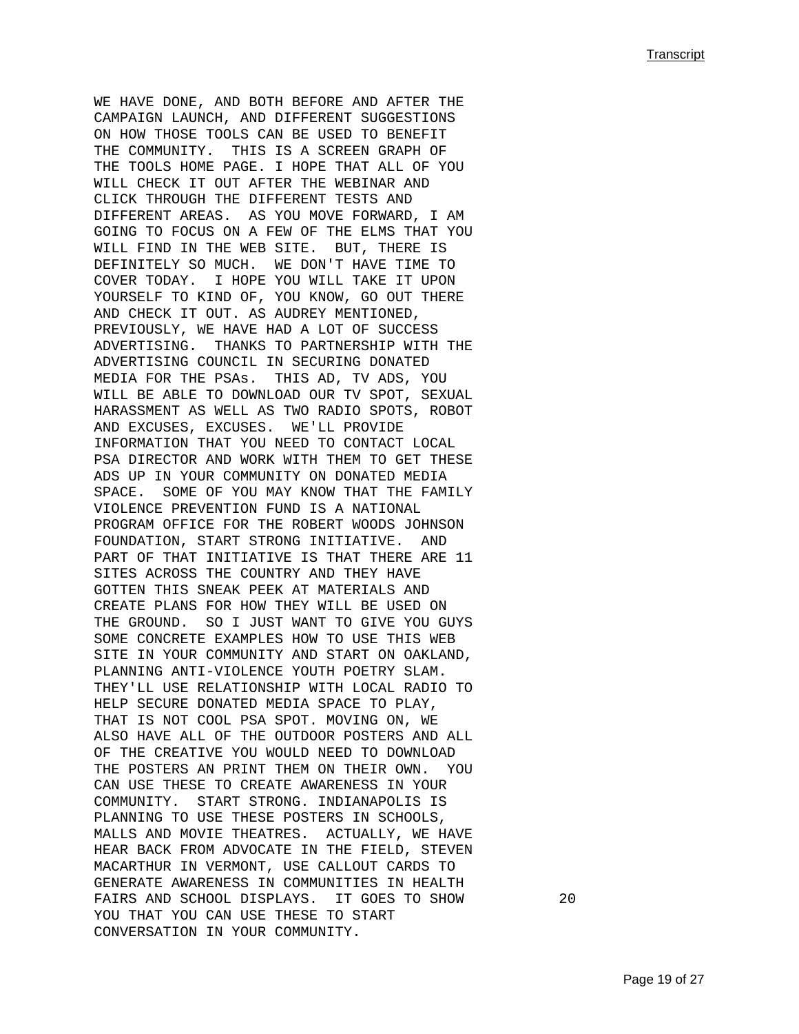WE HAVE DONE, AND BOTH BEFORE AND AFTER THE CAMPAIGN LAUNCH, AND DIFFERENT SUGGESTIONS ON HOW THOSE TOOLS CAN BE USED TO BENEFIT THE COMMUNITY. THIS IS A SCREEN GRAPH OF THE TOOLS HOME PAGE. I HOPE THAT ALL OF YOU WILL CHECK IT OUT AFTER THE WEBINAR AND CLICK THROUGH THE DIFFERENT TESTS AND DIFFERENT AREAS. AS YOU MOVE FORWARD, I AM GOING TO FOCUS ON A FEW OF THE ELMS THAT YOU WILL FIND IN THE WEB SITE. BUT, THERE IS DEFINITELY SO MUCH. WE DON'T HAVE TIME TO COVER TODAY. I HOPE YOU WILL TAKE IT UPON YOURSELF TO KIND OF, YOU KNOW, GO OUT THERE AND CHECK IT OUT. AS AUDREY MENTIONED, PREVIOUSLY, WE HAVE HAD A LOT OF SUCCESS ADVERTISING. THANKS TO PARTNERSHIP WITH THE ADVERTISING COUNCIL IN SECURING DONATED MEDIA FOR THE PSAs. THIS AD, TV ADS, YOU WILL BE ABLE TO DOWNLOAD OUR TV SPOT, SEXUAL HARASSMENT AS WELL AS TWO RADIO SPOTS, ROBOT AND EXCUSES, EXCUSES. WE'LL PROVIDE INFORMATION THAT YOU NEED TO CONTACT LOCAL PSA DIRECTOR AND WORK WITH THEM TO GET THESE ADS UP IN YOUR COMMUNITY ON DONATED MEDIA SPACE. SOME OF YOU MAY KNOW THAT THE FAMILY VIOLENCE PREVENTION FUND IS A NATIONAL PROGRAM OFFICE FOR THE ROBERT WOODS JOHNSON FOUNDATION, START STRONG INITIATIVE. AND PART OF THAT INITIATIVE IS THAT THERE ARE 11 SITES ACROSS THE COUNTRY AND THEY HAVE GOTTEN THIS SNEAK PEEK AT MATERIALS AND CREATE PLANS FOR HOW THEY WILL BE USED ON THE GROUND. SO I JUST WANT TO GIVE YOU GUYS SOME CONCRETE EXAMPLES HOW TO USE THIS WEB SITE IN YOUR COMMUNITY AND START ON OAKLAND, PLANNING ANTI-VIOLENCE YOUTH POETRY SLAM. THEY'LL USE RELATIONSHIP WITH LOCAL RADIO TO HELP SECURE DONATED MEDIA SPACE TO PLAY, THAT IS NOT COOL PSA SPOT. MOVING ON, WE ALSO HAVE ALL OF THE OUTDOOR POSTERS AND ALL OF THE CREATIVE YOU WOULD NEED TO DOWNLOAD THE POSTERS AN PRINT THEM ON THEIR OWN. YOU CAN USE THESE TO CREATE AWARENESS IN YOUR COMMUNITY. START STRONG. INDIANAPOLIS IS PLANNING TO USE THESE POSTERS IN SCHOOLS, MALLS AND MOVIE THEATRES. ACTUALLY, WE HAVE HEAR BACK FROM ADVOCATE IN THE FIELD, STEVEN MACARTHUR IN VERMONT, USE CALLOUT CARDS TO GENERATE AWARENESS IN COMMUNITIES IN HEALTH FAIRS AND SCHOOL DISPLAYS. IT GOES TO SHOW YOU THAT YOU CAN USE THESE TO START CONVERSATION IN YOUR COMMUNITY.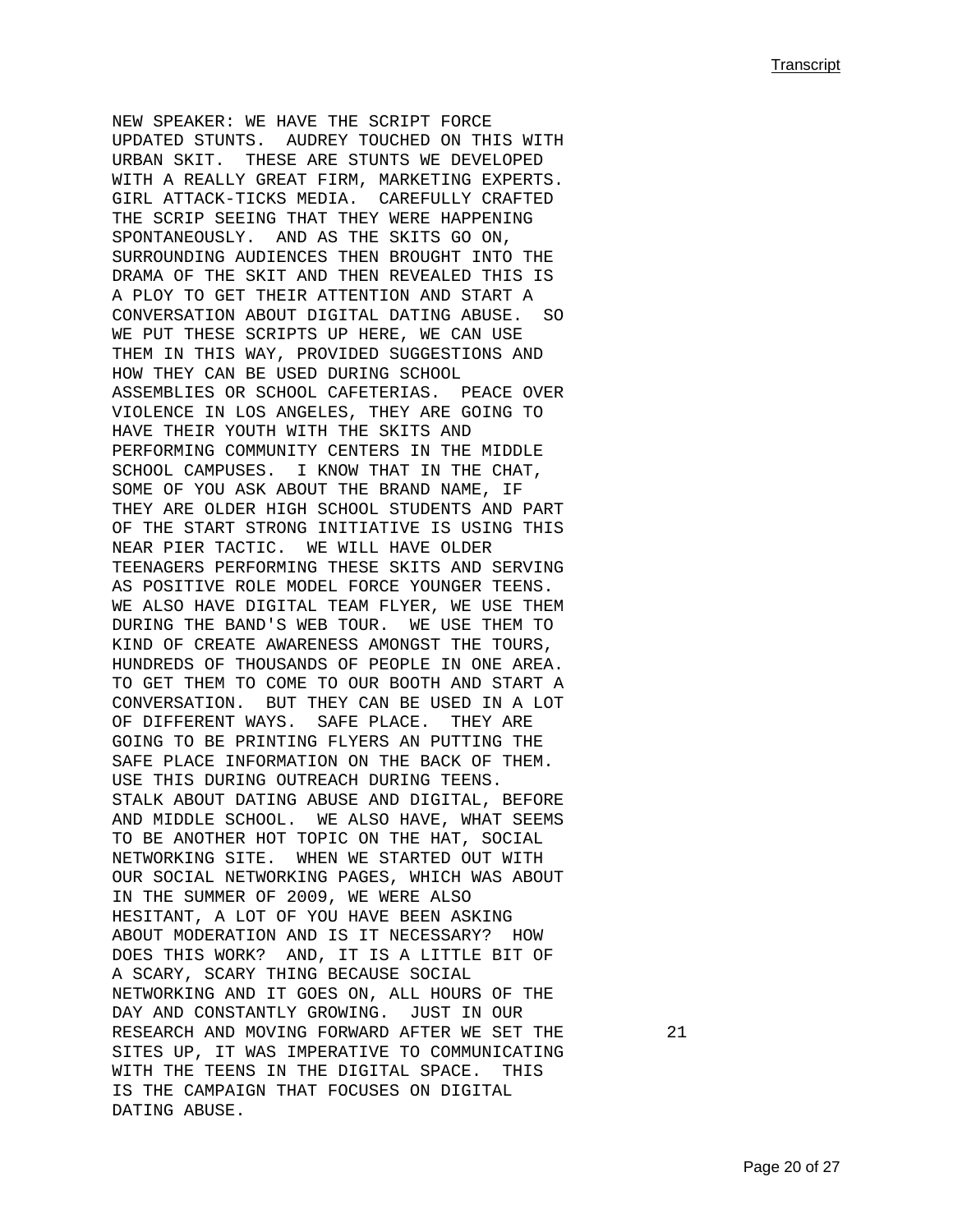NEW SPEAKER: WE HAVE THE SCRIPT FORCE UPDATED STUNTS. AUDREY TOUCHED ON THIS WITH URBAN SKIT. THESE ARE STUNTS WE DEVELOPED WITH A REALLY GREAT FIRM, MARKETING EXPERTS. GIRL ATTACK-TICKS MEDIA. CAREFULLY CRAFTED THE SCRIP SEEING THAT THEY WERE HAPPENING SPONTANEOUSLY. AND AS THE SKITS GO ON, SURROUNDING AUDIENCES THEN BROUGHT INTO THE DRAMA OF THE SKIT AND THEN REVEALED THIS IS A PLOY TO GET THEIR ATTENTION AND START A CONVERSATION ABOUT DIGITAL DATING ABUSE. SO WE PUT THESE SCRIPTS UP HERE, WE CAN USE THEM IN THIS WAY, PROVIDED SUGGESTIONS AND HOW THEY CAN BE USED DURING SCHOOL ASSEMBLIES OR SCHOOL CAFETERIAS. PEACE OVER VIOLENCE IN LOS ANGELES, THEY ARE GOING TO HAVE THEIR YOUTH WITH THE SKITS AND PERFORMING COMMUNITY CENTERS IN THE MIDDLE SCHOOL CAMPUSES. I KNOW THAT IN THE CHAT, SOME OF YOU ASK ABOUT THE BRAND NAME, IF THEY ARE OLDER HIGH SCHOOL STUDENTS AND PART OF THE START STRONG INITIATIVE IS USING THIS NEAR PIER TACTIC. WE WILL HAVE OLDER TEENAGERS PERFORMING THESE SKITS AND SERVING AS POSITIVE ROLE MODEL FORCE YOUNGER TEENS. WE ALSO HAVE DIGITAL TEAM FLYER, WE USE THEM DURING THE BAND'S WEB TOUR. WE USE THEM TO KIND OF CREATE AWARENESS AMONGST THE TOURS, HUNDREDS OF THOUSANDS OF PEOPLE IN ONE AREA. TO GET THEM TO COME TO OUR BOOTH AND START A CONVERSATION. BUT THEY CAN BE USED IN A LOT OF DIFFERENT WAYS. SAFE PLACE. THEY ARE GOING TO BE PRINTING FLYERS AN PUTTING THE SAFE PLACE INFORMATION ON THE BACK OF THEM. USE THIS DURING OUTREACH DURING TEENS. STALK ABOUT DATING ABUSE AND DIGITAL, BEFORE AND MIDDLE SCHOOL. WE ALSO HAVE, WHAT SEEMS TO BE ANOTHER HOT TOPIC ON THE HAT, SOCIAL NETWORKING SITE. WHEN WE STARTED OUT WITH OUR SOCIAL NETWORKING PAGES, WHICH WAS ABOUT IN THE SUMMER OF 2009, WE WERE ALSO HESITANT, A LOT OF YOU HAVE BEEN ASKING ABOUT MODERATION AND IS IT NECESSARY? HOW DOES THIS WORK? AND, IT IS A LITTLE BIT OF A SCARY, SCARY THING BECAUSE SOCIAL NETWORKING AND IT GOES ON, ALL HOURS OF THE DAY AND CONSTANTLY GROWING. JUST IN OUR RESEARCH AND MOVING FORWARD AFTER WE SET THE SITES UP, IT WAS IMPERATIVE TO COMMUNICATING WITH THE TEENS IN THE DIGITAL SPACE. THIS IS THE CAMPAIGN THAT FOCUSES ON DIGITAL DATING ABUSE.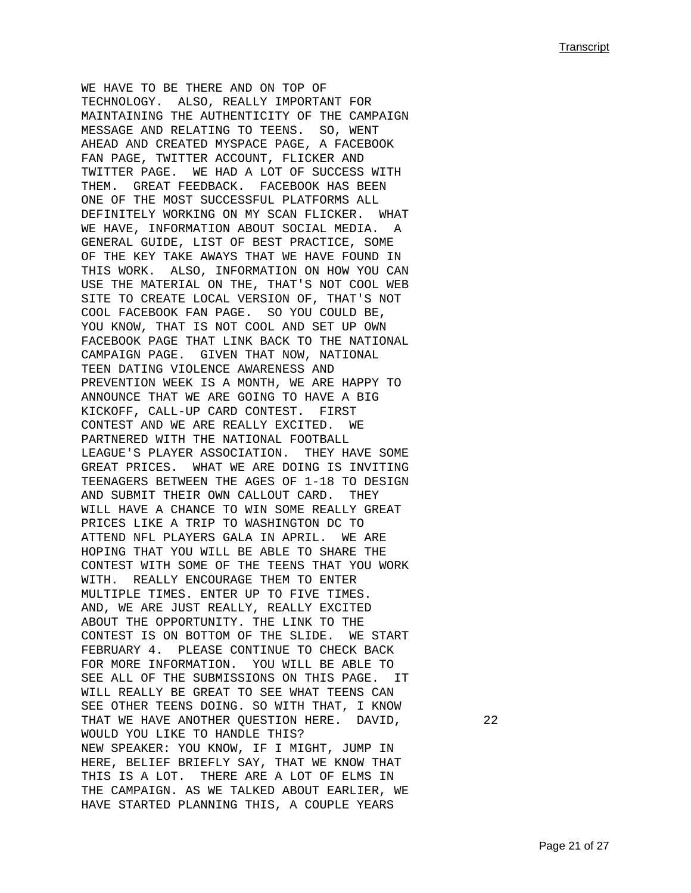WE HAVE TO BE THERE AND ON TOP OF TECHNOLOGY. ALSO, REALLY IMPORTANT FOR MAINTAINING THE AUTHENTICITY OF THE CAMPAIGN MESSAGE AND RELATING TO TEENS. SO, WENT AHEAD AND CREATED MYSPACE PAGE, A FACEBOOK FAN PAGE, TWITTER ACCOUNT, FLICKER AND TWITTER PAGE. WE HAD A LOT OF SUCCESS WITH THEM. GREAT FEEDBACK. FACEBOOK HAS BEEN ONE OF THE MOST SUCCESSFUL PLATFORMS ALL DEFINITELY WORKING ON MY SCAN FLICKER. WHAT WE HAVE, INFORMATION ABOUT SOCIAL MEDIA. A GENERAL GUIDE, LIST OF BEST PRACTICE, SOME OF THE KEY TAKE AWAYS THAT WE HAVE FOUND IN THIS WORK. ALSO, INFORMATION ON HOW YOU CAN USE THE MATERIAL ON THE, THAT'S NOT COOL WEB SITE TO CREATE LOCAL VERSION OF, THAT'S NOT COOL FACEBOOK FAN PAGE. SO YOU COULD BE, YOU KNOW, THAT IS NOT COOL AND SET UP OWN FACEBOOK PAGE THAT LINK BACK TO THE NATIONAL CAMPAIGN PAGE. GIVEN THAT NOW, NATIONAL TEEN DATING VIOLENCE AWARENESS AND PREVENTION WEEK IS A MONTH, WE ARE HAPPY TO ANNOUNCE THAT WE ARE GOING TO HAVE A BIG KICKOFF, CALL-UP CARD CONTEST. FIRST CONTEST AND WE ARE REALLY EXCITED. WE PARTNERED WITH THE NATIONAL FOOTBALL LEAGUE'S PLAYER ASSOCIATION. THEY HAVE SOME GREAT PRICES. WHAT WE ARE DOING IS INVITING TEENAGERS BETWEEN THE AGES OF 1-18 TO DESIGN AND SUBMIT THEIR OWN CALLOUT CARD. THEY WILL HAVE A CHANCE TO WIN SOME REALLY GREAT PRICES LIKE A TRIP TO WASHINGTON DC TO ATTEND NFL PLAYERS GALA IN APRIL. WE ARE HOPING THAT YOU WILL BE ABLE TO SHARE THE CONTEST WITH SOME OF THE TEENS THAT YOU WORK WITH. REALLY ENCOURAGE THEM TO ENTER MULTIPLE TIMES. ENTER UP TO FIVE TIMES. AND, WE ARE JUST REALLY, REALLY EXCITED ABOUT THE OPPORTUNITY. THE LINK TO THE CONTEST IS ON BOTTOM OF THE SLIDE. WE START FEBRUARY 4. PLEASE CONTINUE TO CHECK BACK FOR MORE INFORMATION. YOU WILL BE ABLE TO SEE ALL OF THE SUBMISSIONS ON THIS PAGE. IT WILL REALLY BE GREAT TO SEE WHAT TEENS CAN SEE OTHER TEENS DOING. SO WITH THAT, I KNOW THAT WE HAVE ANOTHER QUESTION HERE. DAVID, WOULD YOU LIKE TO HANDLE THIS?

22

NEW SPEAKER: YOU KNOW, IF I MIGHT, JUMP IN HERE, BELIEF BRIEFLY SAY, THAT WE KNOW THAT THIS IS A LOT. THERE ARE A LOT OF ELMS IN THE CAMPAIGN. AS WE TALKED ABOUT EARLIER, WE HAVE STARTED PLANNING THIS, A COUPLE YEARS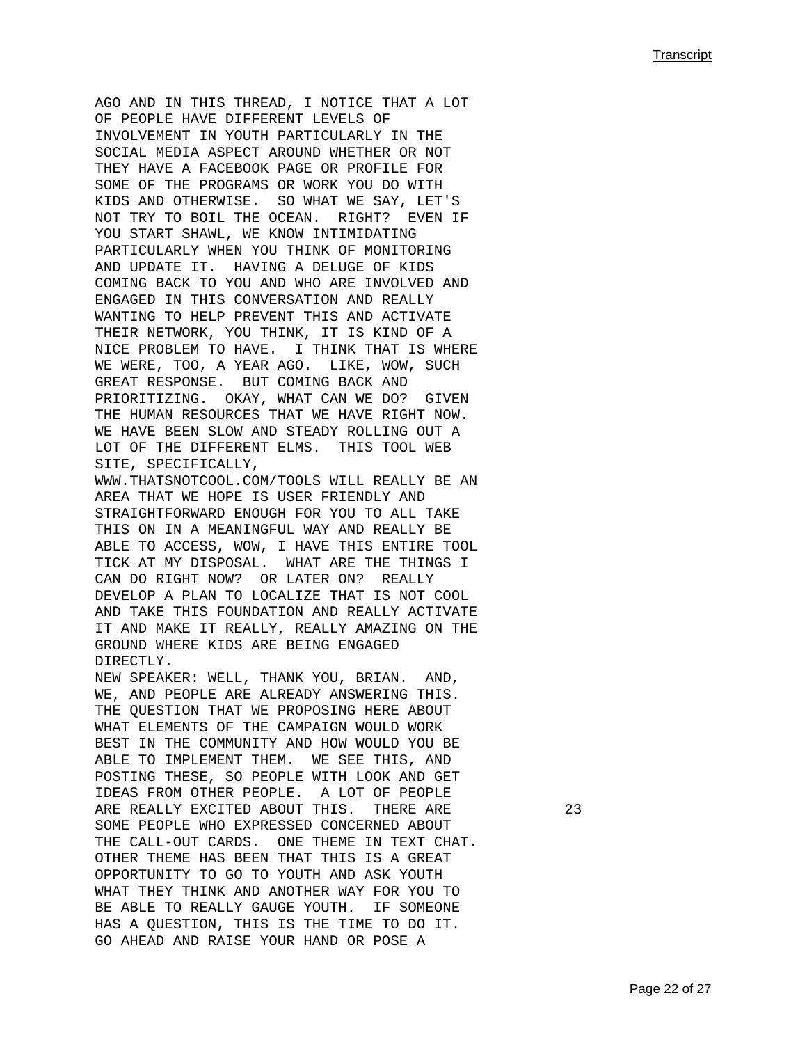AGO AND IN THIS THREAD, I NOTICE THAT A LOT OF PEOPLE HAVE DIFFERENT LEVELS OF INVOLVEMENT IN YOUTH PARTICULARLY IN THE SOCIAL MEDIA ASPECT AROUND WHETHER OR NOT THEY HAVE A FACEBOOK PAGE OR PROFILE FOR SOME OF THE PROGRAMS OR WORK YOU DO WITH KIDS AND OTHERWISE. SO WHAT WE SAY, LET'S NOT TRY TO BOIL THE OCEAN. RIGHT? EVEN IF YOU START SHAWL, WE KNOW INTIMIDATING PARTICULARLY WHEN YOU THINK OF MONITORING AND UPDATE IT. HAVING A DELUGE OF KIDS COMING BACK TO YOU AND WHO ARE INVOLVED AND ENGAGED IN THIS CONVERSATION AND REALLY WANTING TO HELP PREVENT THIS AND ACTIVATE THEIR NETWORK, YOU THINK, IT IS KIND OF A NICE PROBLEM TO HAVE. I THINK THAT IS WHERE WE WERE, TOO, A YEAR AGO. LIKE, WOW, SUCH GREAT RESPONSE. BUT COMING BACK AND PRIORITIZING. OKAY, WHAT CAN WE DO? GIVEN THE HUMAN RESOURCES THAT WE HAVE RIGHT NOW. WE HAVE BEEN SLOW AND STEADY ROLLING OUT A LOT OF THE DIFFERENT ELMS. THIS TOOL WEB SITE, SPECIFICALLY, WWW.THATSNOTCOOL.COM/TOOLS WILL REALLY BE AN AREA THAT WE HOPE IS USER FRIENDLY AND STRAIGHTFORWARD ENOUGH FOR YOU TO ALL TAKE THIS ON IN A MEANINGFUL WAY AND REALLY BE ABLE TO ACCESS, WOW, I HAVE THIS ENTIRE TOOL TICK AT MY DISPOSAL. WHAT ARE THE THINGS I CAN DO RIGHT NOW? OR LATER ON? REALLY DEVELOP A PLAN TO LOCALIZE THAT IS NOT COOL AND TAKE THIS FOUNDATION AND REALLY ACTIVATE IT AND MAKE IT REALLY, REALLY AMAZING ON THE GROUND WHERE KIDS ARE BEING ENGAGED DIRECTLY.

NEW SPEAKER: WELL, THANK YOU, BRIAN. AND, WE, AND PEOPLE ARE ALREADY ANSWERING THIS. THE QUESTION THAT WE PROPOSING HERE ABOUT WHAT ELEMENTS OF THE CAMPAIGN WOULD WORK BEST IN THE COMMUNITY AND HOW WOULD YOU BE ABLE TO IMPLEMENT THEM. WE SEE THIS, AND POSTING THESE, SO PEOPLE WITH LOOK AND GET IDEAS FROM OTHER PEOPLE. A LOT OF PEOPLE ARE REALLY EXCITED ABOUT THIS. THERE ARE SOME PEOPLE WHO EXPRESSED CONCERNED ABOUT THE CALL-OUT CARDS. ONE THEME IN TEXT CHAT. OTHER THEME HAS BEEN THAT THIS IS A GREAT OPPORTUNITY TO GO TO YOUTH AND ASK YOUTH WHAT THEY THINK AND ANOTHER WAY FOR YOU TO BE ABLE TO REALLY GAUGE YOUTH. IF SOMEONE HAS A QUESTION, THIS IS THE TIME TO DO IT. GO AHEAD AND RAISE YOUR HAND OR POSE A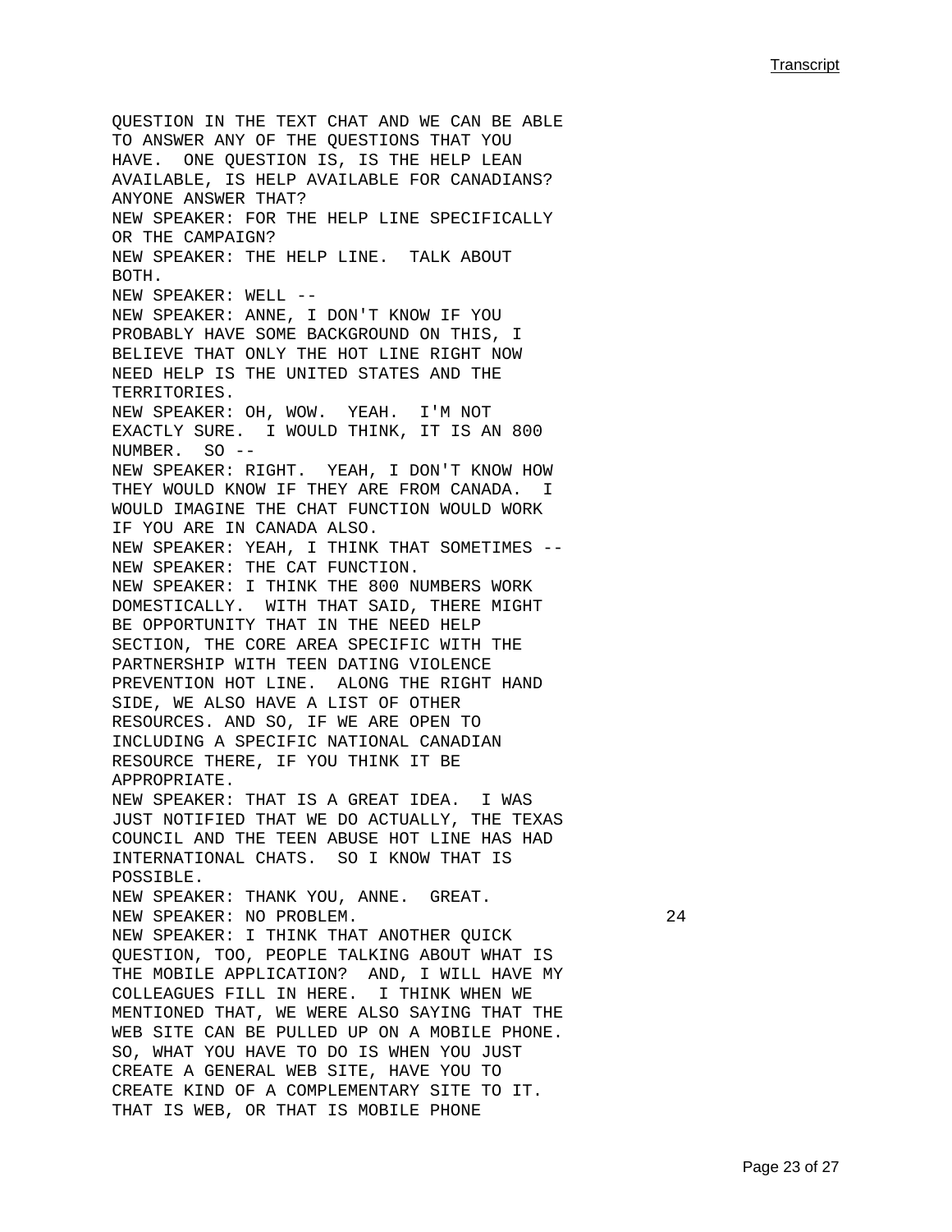QUESTION IN THE TEXT CHAT AND WE CAN BE ABLE TO ANSWER ANY OF THE QUESTIONS THAT YOU HAVE. ONE QUESTION IS, IS THE HELP LEAN AVAILABLE, IS HELP AVAILABLE FOR CANADIANS? ANYONE ANSWER THAT?

NEW SPEAKER: FOR THE HELP LINE SPECIFICALLY OR THE CAMPAIGN?

NEW SPEAKER: THE HELP LINE. TALK ABOUT BOTH.

NEW SPEAKER: WELL --

NEW SPEAKER: ANNE, I DON'T KNOW IF YOU PROBABLY HAVE SOME BACKGROUND ON THIS, I BELIEVE THAT ONLY THE HOT LINE RIGHT NOW NEED HELP IS THE UNITED STATES AND THE TERRITORIES.

NEW SPEAKER: OH, WOW. YEAH. I'M NOT EXACTLY SURE. I WOULD THINK, IT IS AN 800 NUMBER. SO --

NEW SPEAKER: RIGHT. YEAH, I DON'T KNOW HOW THEY WOULD KNOW IF THEY ARE FROM CANADA. I WOULD IMAGINE THE CHAT FUNCTION WOULD WORK IF YOU ARE IN CANADA ALSO.

NEW SPEAKER: YEAH, I THINK THAT SOMETIMES --

NEW SPEAKER: THE CAT FUNCTION.

NEW SPEAKER: I THINK THE 800 NUMBERS WORK DOMESTICALLY. WITH THAT SAID, THERE MIGHT BE OPPORTUNITY THAT IN THE NEED HELP SECTION, THE CORE AREA SPECIFIC WITH THE PARTNERSHIP WITH TEEN DATING VIOLENCE PREVENTION HOT LINE. ALONG THE RIGHT HAND SIDE, WE ALSO HAVE A LIST OF OTHER RESOURCES. AND SO, IF WE ARE OPEN TO INCLUDING A SPECIFIC NATIONAL CANADIAN RESOURCE THERE, IF YOU THINK IT BE APPROPRIATE.

NEW SPEAKER: THAT IS A GREAT IDEA. I WAS JUST NOTIFIED THAT WE DO ACTUALLY, THE TEXAS COUNCIL AND THE TEEN ABUSE HOT LINE HAS HAD INTERNATIONAL CHATS. SO I KNOW THAT IS POSSIBLE.

NEW SPEAKER: THANK YOU, ANNE. GREAT.

NEW SPEAKER: NO PROBLEM.

NEW SPEAKER: I THINK THAT ANOTHER QUICK QUESTION, TOO, PEOPLE TALKING ABOUT WHAT IS THE MOBILE APPLICATION? AND, I WILL HAVE MY COLLEAGUES FILL IN HERE. I THINK WHEN WE MENTIONED THAT, WE WERE ALSO SAYING THAT THE WEB SITE CAN BE PULLED UP ON A MOBILE PHONE. SO, WHAT YOU HAVE TO DO IS WHEN YOU JUST CREATE A GENERAL WEB SITE, HAVE YOU TO CREATE KIND OF A COMPLEMENTARY SITE TO IT. THAT IS WEB, OR THAT IS MOBILE PHONE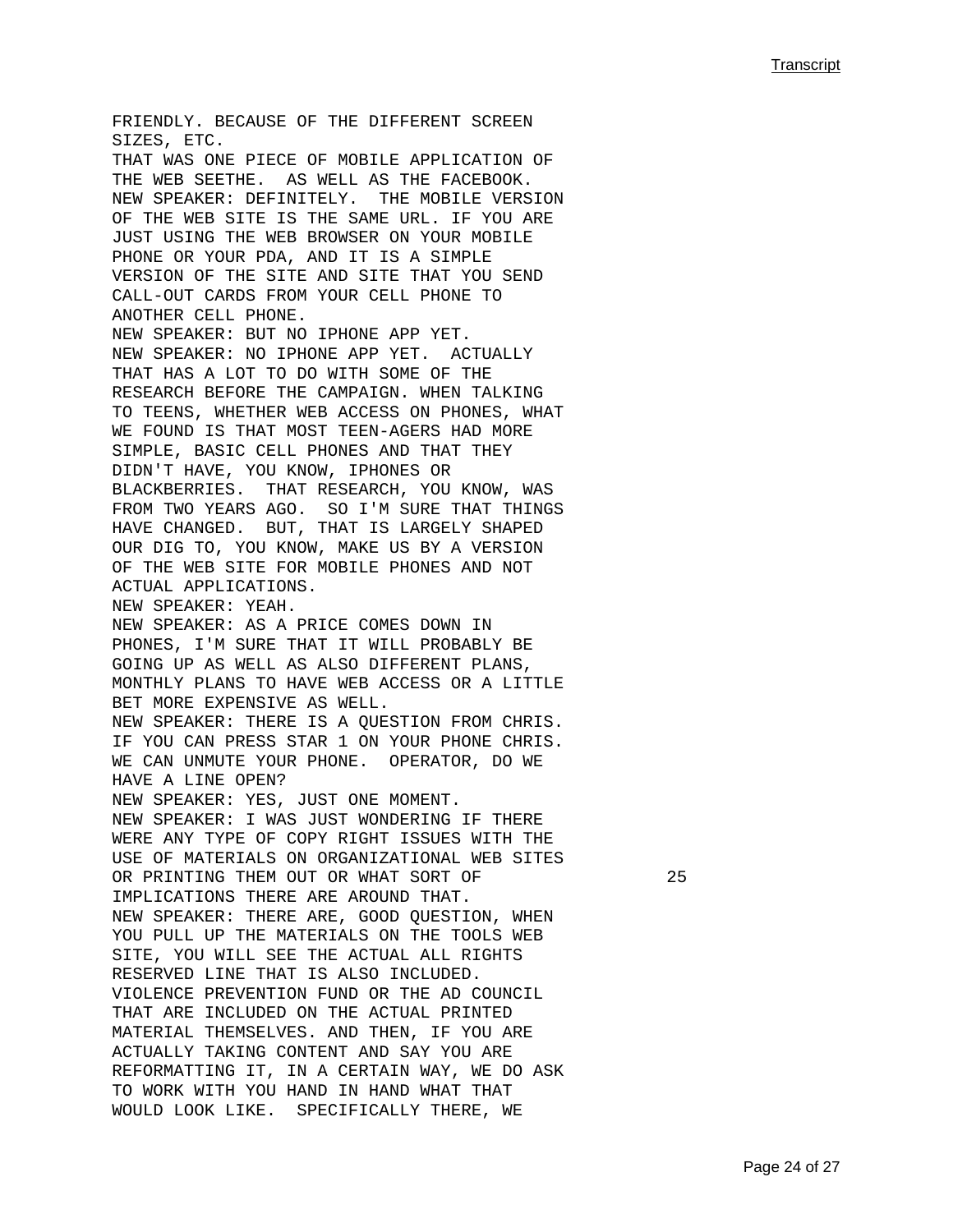FRIENDLY. BECAUSE OF THE DIFFERENT SCREEN SIZES, ETC.
THAT WAS ONE PIECE OF MOBILE APPLICATION OF THE WEB SEETHE. AS WELL AS THE FACEBOOK.
NEW SPEAKER: DEFINITELY. THE MOBILE VERSION OF THE WEB SITE IS THE SAME URL. IF YOU ARE JUST USING THE WEB BROWSER ON YOUR MOBILE PHONE OR YOUR PDA, AND IT IS A SIMPLE VERSION OF THE SITE AND SITE THAT YOU SEND CALL-OUT CARDS FROM YOUR CELL PHONE TO ANOTHER CELL PHONE.
NEW SPEAKER: BUT NO IPHONE APP YET.
NEW SPEAKER: NO IPHONE APP YET. ACTUALLY THAT HAS A LOT TO DO WITH SOME OF THE RESEARCH BEFORE THE CAMPAIGN. WHEN TALKING TO TEENS, WHETHER WEB ACCESS ON PHONES, WHAT WE FOUND IS THAT MOST TEEN-AGERS HAD MORE SIMPLE, BASIC CELL PHONES AND THAT THEY DIDN'T HAVE, YOU KNOW, IPHONES OR BLACKBERRIES. THAT RESEARCH, YOU KNOW, WAS FROM TWO YEARS AGO. SO I'M SURE THAT THINGS HAVE CHANGED. BUT, THAT IS LARGELY SHAPED OUR DIG TO, YOU KNOW, MAKE US BY A VERSION OF THE WEB SITE FOR MOBILE PHONES AND NOT ACTUAL APPLICATIONS.
NEW SPEAKER: YEAH.
NEW SPEAKER: AS A PRICE COMES DOWN IN PHONES, I'M SURE THAT IT WILL PROBABLY BE GOING UP AS WELL AS ALSO DIFFERENT PLANS, MONTHLY PLANS TO HAVE WEB ACCESS OR A LITTLE BET MORE EXPENSIVE AS WELL.
NEW SPEAKER: THERE IS A QUESTION FROM CHRIS. IF YOU CAN PRESS STAR 1 ON YOUR PHONE CHRIS. WE CAN UNMUTE YOUR PHONE. OPERATOR, DO WE HAVE A LINE OPEN?
NEW SPEAKER: YES, JUST ONE MOMENT.
NEW SPEAKER: I WAS JUST WONDERING IF THERE WERE ANY TYPE OF COPY RIGHT ISSUES WITH THE USE OF MATERIALS ON ORGANIZATIONAL WEB SITES OR PRINTING THEM OUT OR WHAT SORT OF IMPLICATIONS THERE ARE AROUND THAT.
NEW SPEAKER: THERE ARE, GOOD QUESTION, WHEN YOU PULL UP THE MATERIALS ON THE TOOLS WEB SITE, YOU WILL SEE THE ACTUAL ALL RIGHTS RESERVED LINE THAT IS ALSO INCLUDED. VIOLENCE PREVENTION FUND OR THE AD COUNCIL THAT ARE INCLUDED ON THE ACTUAL PRINTED MATERIAL THEMSELVES. AND THEN, IF YOU ARE ACTUALLY TAKING CONTENT AND SAY YOU ARE REFORMATTING IT, IN A CERTAIN WAY, WE DO ASK TO WORK WITH YOU HAND IN HAND WHAT THAT WOULD LOOK LIKE. SPECIFICALLY THERE, WE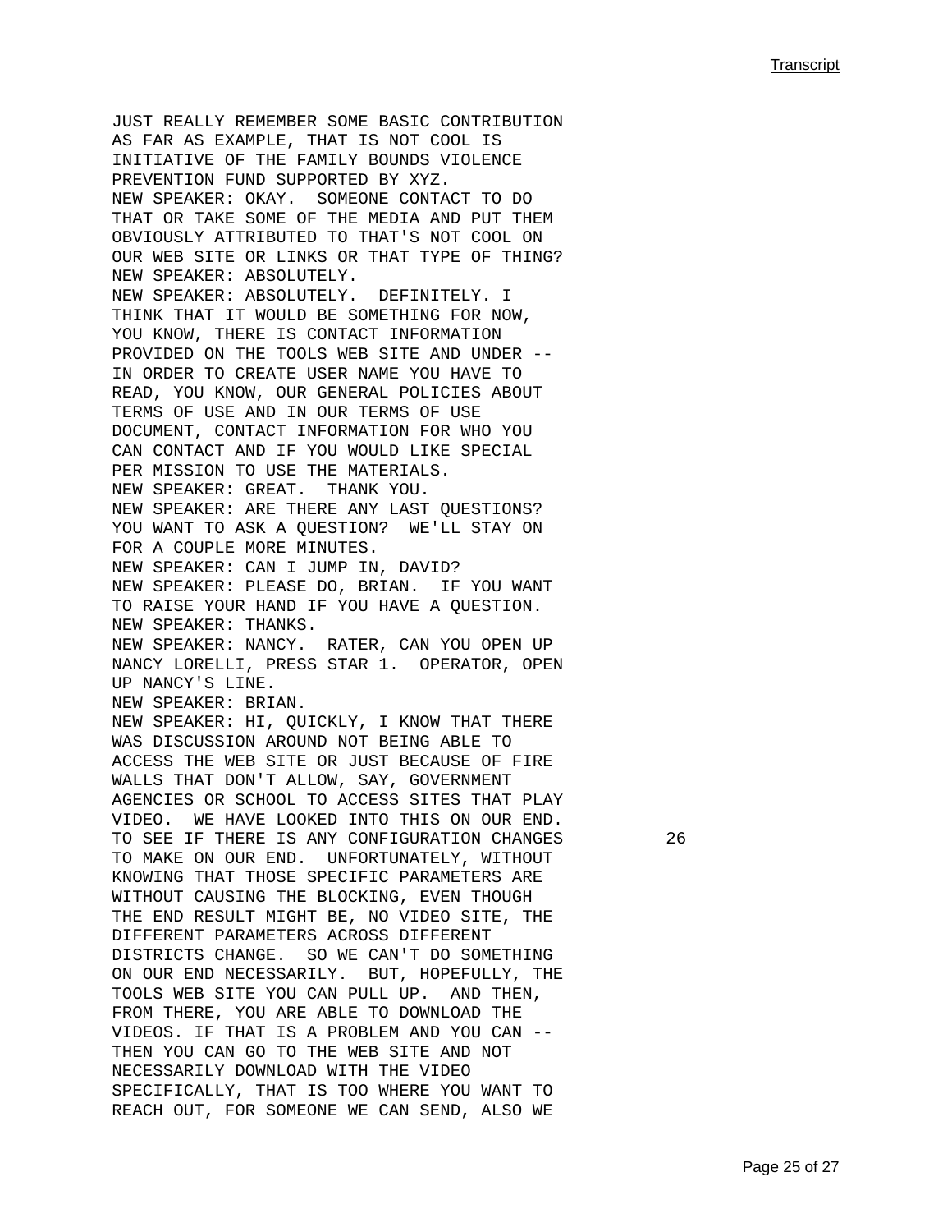JUST REALLY REMEMBER SOME BASIC CONTRIBUTION AS FAR AS EXAMPLE, THAT IS NOT COOL IS INITIATIVE OF THE FAMILY BOUNDS VIOLENCE PREVENTION FUND SUPPORTED BY XYZ.

NEW SPEAKER: OKAY. SOMEONE CONTACT TO DO THAT OR TAKE SOME OF THE MEDIA AND PUT THEM OBVIOUSLY ATTRIBUTED TO THAT'S NOT COOL ON OUR WEB SITE OR LINKS OR THAT TYPE OF THING?

NEW SPEAKER: ABSOLUTELY.

NEW SPEAKER: ABSOLUTELY. DEFINITELY. I THINK THAT IT WOULD BE SOMETHING FOR NOW, YOU KNOW, THERE IS CONTACT INFORMATION PROVIDED ON THE TOOLS WEB SITE AND UNDER -- IN ORDER TO CREATE USER NAME YOU HAVE TO READ, YOU KNOW, OUR GENERAL POLICIES ABOUT TERMS OF USE AND IN OUR TERMS OF USE DOCUMENT, CONTACT INFORMATION FOR WHO YOU CAN CONTACT AND IF YOU WOULD LIKE SPECIAL PER MISSION TO USE THE MATERIALS.

NEW SPEAKER: GREAT. THANK YOU.

NEW SPEAKER: ARE THERE ANY LAST QUESTIONS? YOU WANT TO ASK A QUESTION? WE'LL STAY ON FOR A COUPLE MORE MINUTES.

NEW SPEAKER: CAN I JUMP IN, DAVID?

NEW SPEAKER: PLEASE DO, BRIAN. IF YOU WANT TO RAISE YOUR HAND IF YOU HAVE A QUESTION.

NEW SPEAKER: THANKS.

NEW SPEAKER: NANCY. RATER, CAN YOU OPEN UP NANCY LORELLI, PRESS STAR 1. OPERATOR, OPEN UP NANCY'S LINE.

NEW SPEAKER: BRIAN.

NEW SPEAKER: HI, QUICKLY, I KNOW THAT THERE WAS DISCUSSION AROUND NOT BEING ABLE TO ACCESS THE WEB SITE OR JUST BECAUSE OF FIRE WALLS THAT DON'T ALLOW, SAY, GOVERNMENT AGENCIES OR SCHOOL TO ACCESS SITES THAT PLAY VIDEO. WE HAVE LOOKED INTO THIS ON OUR END. TO SEE IF THERE IS ANY CONFIGURATION CHANGES TO MAKE ON OUR END. UNFORTUNATELY, WITHOUT KNOWING THAT THOSE SPECIFIC PARAMETERS ARE WITHOUT CAUSING THE BLOCKING, EVEN THOUGH THE END RESULT MIGHT BE, NO VIDEO SITE, THE DIFFERENT PARAMETERS ACROSS DIFFERENT DISTRICTS CHANGE. SO WE CAN'T DO SOMETHING ON OUR END NECESSARILY. BUT, HOPEFULLY, THE TOOLS WEB SITE YOU CAN PULL UP. AND THEN, FROM THERE, YOU ARE ABLE TO DOWNLOAD THE VIDEOS. IF THAT IS A PROBLEM AND YOU CAN -- THEN YOU CAN GO TO THE WEB SITE AND NOT NECESSARILY DOWNLOAD WITH THE VIDEO SPECIFICALLY, THAT IS TOO WHERE YOU WANT TO REACH OUT, FOR SOMEONE WE CAN SEND, ALSO WE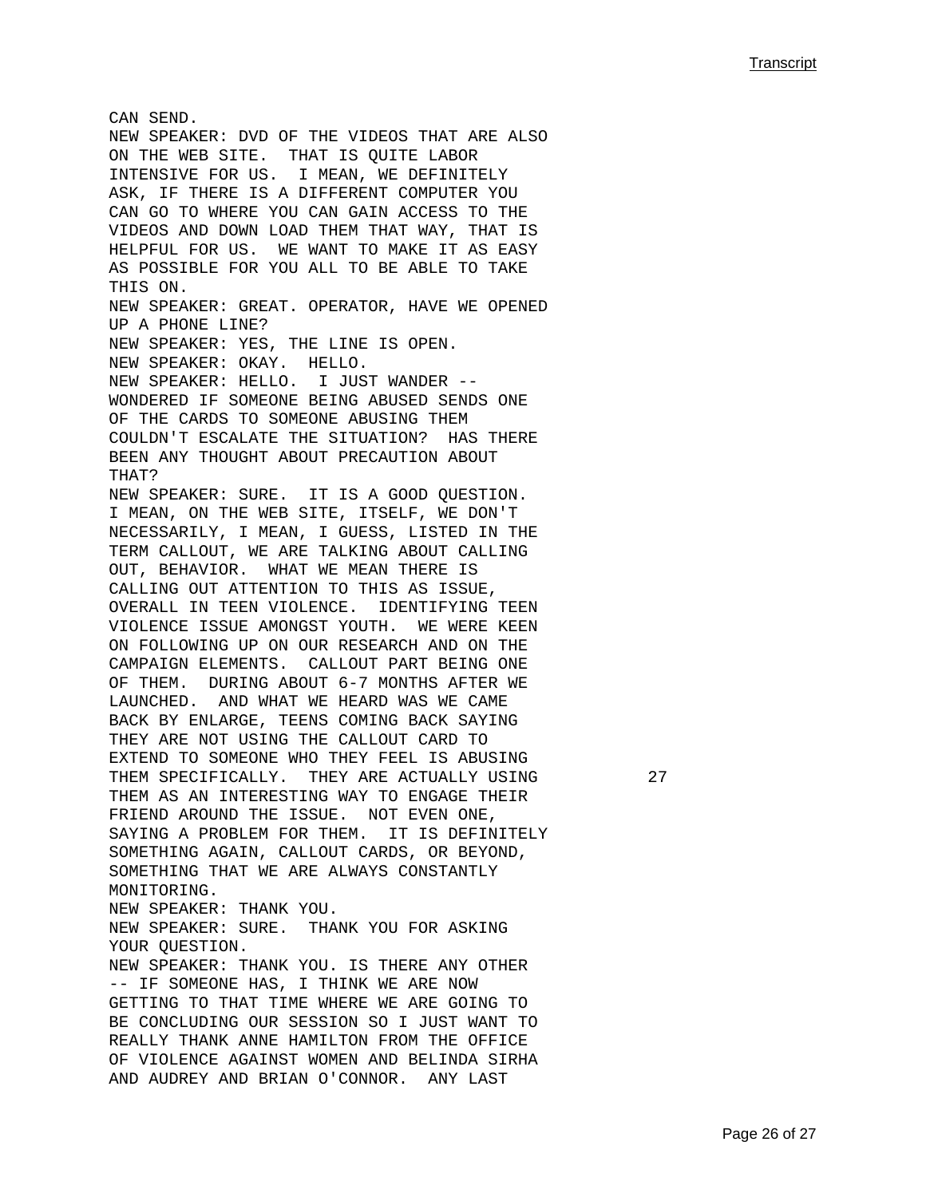CAN SEND.
NEW SPEAKER: DVD OF THE VIDEOS THAT ARE ALSO ON THE WEB SITE. THAT IS QUITE LABOR INTENSIVE FOR US. I MEAN, WE DEFINITELY ASK, IF THERE IS A DIFFERENT COMPUTER YOU CAN GO TO WHERE YOU CAN GAIN ACCESS TO THE VIDEOS AND DOWN LOAD THEM THAT WAY, THAT IS HELPFUL FOR US. WE WANT TO MAKE IT AS EASY AS POSSIBLE FOR YOU ALL TO BE ABLE TO TAKE THIS ON.
NEW SPEAKER: GREAT. OPERATOR, HAVE WE OPENED UP A PHONE LINE?
NEW SPEAKER: YES, THE LINE IS OPEN.
NEW SPEAKER: OKAY. HELLO.
NEW SPEAKER: HELLO. I JUST WANDER -- WONDERED IF SOMEONE BEING ABUSED SENDS ONE OF THE CARDS TO SOMEONE ABUSING THEM COULDN'T ESCALATE THE SITUATION? HAS THERE BEEN ANY THOUGHT ABOUT PRECAUTION ABOUT THAT?
NEW SPEAKER: SURE. IT IS A GOOD QUESTION. I MEAN, ON THE WEB SITE, ITSELF, WE DON'T NECESSARILY, I MEAN, I GUESS, LISTED IN THE TERM CALLOUT, WE ARE TALKING ABOUT CALLING OUT, BEHAVIOR. WHAT WE MEAN THERE IS CALLING OUT ATTENTION TO THIS AS ISSUE, OVERALL IN TEEN VIOLENCE. IDENTIFYING TEEN VIOLENCE ISSUE AMONGST YOUTH. WE WERE KEEN ON FOLLOWING UP ON OUR RESEARCH AND ON THE CAMPAIGN ELEMENTS. CALLOUT PART BEING ONE OF THEM. DURING ABOUT 6-7 MONTHS AFTER WE LAUNCHED. AND WHAT WE HEARD WAS WE CAME BACK BY ENLARGE, TEENS COMING BACK SAYING THEY ARE NOT USING THE CALLOUT CARD TO EXTEND TO SOMEONE WHO THEY FEEL IS ABUSING THEM SPECIFICALLY. THEY ARE ACTUALLY USING THEM AS AN INTERESTING WAY TO ENGAGE THEIR FRIEND AROUND THE ISSUE. NOT EVEN ONE, SAYING A PROBLEM FOR THEM. IT IS DEFINITELY SOMETHING AGAIN, CALLOUT CARDS, OR BEYOND, SOMETHING THAT WE ARE ALWAYS CONSTANTLY MONITORING.
NEW SPEAKER: THANK YOU.
NEW SPEAKER: SURE. THANK YOU FOR ASKING YOUR QUESTION.
NEW SPEAKER: THANK YOU. IS THERE ANY OTHER -- IF SOMEONE HAS, I THINK WE ARE NOW GETTING TO THAT TIME WHERE WE ARE GOING TO BE CONCLUDING OUR SESSION SO I JUST WANT TO REALLY THANK ANNE HAMILTON FROM THE OFFICE OF VIOLENCE AGAINST WOMEN AND BELINDA SIRHA AND AUDREY AND BRIAN O'CONNOR. ANY LAST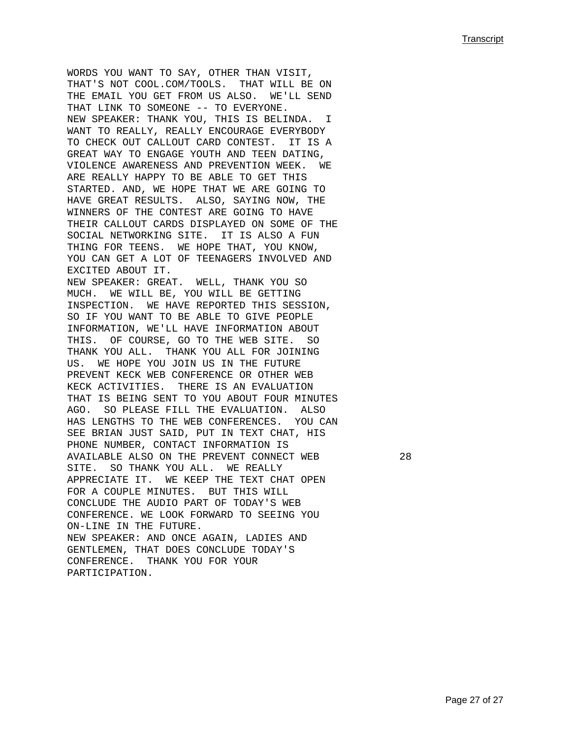WORDS YOU WANT TO SAY, OTHER THAN VISIT, THAT'S NOT COOL.COM/TOOLS. THAT WILL BE ON THE EMAIL YOU GET FROM US ALSO. WE'LL SEND THAT LINK TO SOMEONE -- TO EVERYONE.

NEW SPEAKER: THANK YOU, THIS IS BELINDA. I WANT TO REALLY, REALLY ENCOURAGE EVERYBODY TO CHECK OUT CALLOUT CARD CONTEST. IT IS A GREAT WAY TO ENGAGE YOUTH AND TEEN DATING, VIOLENCE AWARENESS AND PREVENTION WEEK. WE ARE REALLY HAPPY TO BE ABLE TO GET THIS STARTED. AND, WE HOPE THAT WE ARE GOING TO HAVE GREAT RESULTS. ALSO, SAYING NOW, THE WINNERS OF THE CONTEST ARE GOING TO HAVE THEIR CALLOUT CARDS DISPLAYED ON SOME OF THE SOCIAL NETWORKING SITE. IT IS ALSO A FUN THING FOR TEENS. WE HOPE THAT, YOU KNOW, YOU CAN GET A LOT OF TEENAGERS INVOLVED AND EXCITED ABOUT IT.

NEW SPEAKER: GREAT. WELL, THANK YOU SO MUCH. WE WILL BE, YOU WILL BE GETTING INSPECTION. WE HAVE REPORTED THIS SESSION, SO IF YOU WANT TO BE ABLE TO GIVE PEOPLE INFORMATION, WE'LL HAVE INFORMATION ABOUT THIS. OF COURSE, GO TO THE WEB SITE. SO THANK YOU ALL. THANK YOU ALL FOR JOINING US. WE HOPE YOU JOIN US IN THE FUTURE PREVENT KECK WEB CONFERENCE OR OTHER WEB KECK ACTIVITIES. THERE IS AN EVALUATION THAT IS BEING SENT TO YOU ABOUT FOUR MINUTES AGO. SO PLEASE FILL THE EVALUATION. ALSO HAS LENGTHS TO THE WEB CONFERENCES. YOU CAN SEE BRIAN JUST SAID, PUT IN TEXT CHAT, HIS PHONE NUMBER, CONTACT INFORMATION IS AVAILABLE ALSO ON THE PREVENT CONNECT WEB SITE. SO THANK YOU ALL. WE REALLY APPRECIATE IT. WE KEEP THE TEXT CHAT OPEN FOR A COUPLE MINUTES. BUT THIS WILL CONCLUDE THE AUDIO PART OF TODAY'S WEB CONFERENCE. WE LOOK FORWARD TO SEEING YOU ON-LINE IN THE FUTURE.

NEW SPEAKER: AND ONCE AGAIN, LADIES AND GENTLEMEN, THAT DOES CONCLUDE TODAY'S CONFERENCE. THANK YOU FOR YOUR PARTICIPATION.